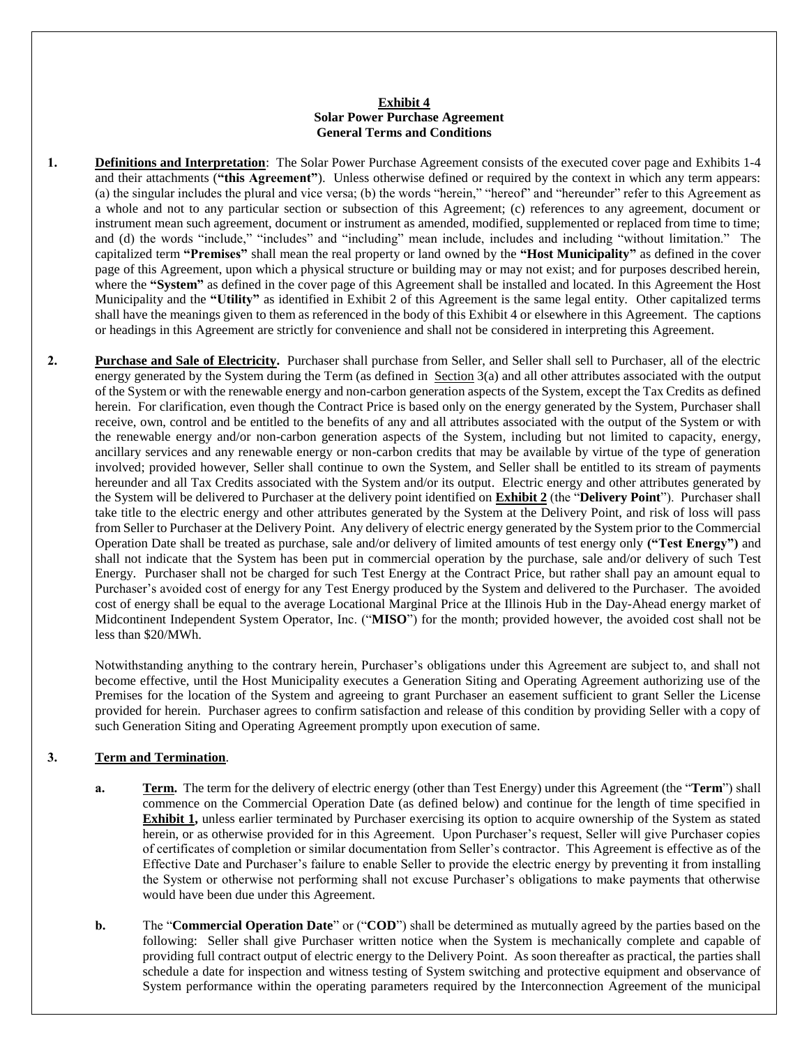**Exhibit 4**
**Solar Power Purchase Agreement**
**General Terms and Conditions**

1. **Definitions and Interpretation**: The Solar Power Purchase Agreement consists of the executed cover page and Exhibits 1-4 and their attachments (**"this Agreement"**). Unless otherwise defined or required by the context in which any term appears: (a) the singular includes the plural and vice versa; (b) the words "herein," "hereof" and "hereunder" refer to this Agreement as a whole and not to any particular section or subsection of this Agreement; (c) references to any agreement, document or instrument mean such agreement, document or instrument as amended, modified, supplemented or replaced from time to time; and (d) the words "include," "includes" and "including" mean include, includes and including "without limitation." The capitalized term **"Premises"** shall mean the real property or land owned by the **"Host Municipality"** as defined in the cover page of this Agreement, upon which a physical structure or building may or may not exist; and for purposes described herein, where the **"System"** as defined in the cover page of this Agreement shall be installed and located. In this Agreement the Host Municipality and the **"Utility"** as identified in Exhibit 2 of this Agreement is the same legal entity. Other capitalized terms shall have the meanings given to them as referenced in the body of this Exhibit 4 or elsewhere in this Agreement. The captions or headings in this Agreement are strictly for convenience and shall not be considered in interpreting this Agreement.

2. **Purchase and Sale of Electricity.** Purchaser shall purchase from Seller, and Seller shall sell to Purchaser, all of the electric energy generated by the System during the Term (as defined in Section 3(a) and all other attributes associated with the output of the System or with the renewable energy and non-carbon generation aspects of the System, except the Tax Credits as defined herein. For clarification, even though the Contract Price is based only on the energy generated by the System, Purchaser shall receive, own, control and be entitled to the benefits of any and all attributes associated with the output of the System or with the renewable energy and/or non-carbon generation aspects of the System, including but not limited to capacity, energy, ancillary services and any renewable energy or non-carbon credits that may be available by virtue of the type of generation involved; provided however, Seller shall continue to own the System, and Seller shall be entitled to its stream of payments hereunder and all Tax Credits associated with the System and/or its output. Electric energy and other attributes generated by the System will be delivered to Purchaser at the delivery point identified on **Exhibit 2** (the "**Delivery Point**"). Purchaser shall take title to the electric energy and other attributes generated by the System at the Delivery Point, and risk of loss will pass from Seller to Purchaser at the Delivery Point. Any delivery of electric energy generated by the System prior to the Commercial Operation Date shall be treated as purchase, sale and/or delivery of limited amounts of test energy only **("Test Energy")** and shall not indicate that the System has been put in commercial operation by the purchase, sale and/or delivery of such Test Energy. Purchaser shall not be charged for such Test Energy at the Contract Price, but rather shall pay an amount equal to Purchaser's avoided cost of energy for any Test Energy produced by the System and delivered to the Purchaser. The avoided cost of energy shall be equal to the average Locational Marginal Price at the Illinois Hub in the Day-Ahead energy market of Midcontinent Independent System Operator, Inc. ("**MISO**") for the month; provided however, the avoided cost shall not be less than $20/MWh.

   Notwithstanding anything to the contrary herein, Purchaser's obligations under this Agreement are subject to, and shall not become effective, until the Host Municipality executes a Generation Siting and Operating Agreement authorizing use of the Premises for the location of the System and agreeing to grant Purchaser an easement sufficient to grant Seller the License provided for herein. Purchaser agrees to confirm satisfaction and release of this condition by providing Seller with a copy of such Generation Siting and Operating Agreement promptly upon execution of same.

3. **Term and Termination**.

   a. **Term.** The term for the delivery of electric energy (other than Test Energy) under this Agreement (the "**Term**") shall commence on the Commercial Operation Date (as defined below) and continue for the length of time specified in **Exhibit 1,** unless earlier terminated by Purchaser exercising its option to acquire ownership of the System as stated herein, or as otherwise provided for in this Agreement. Upon Purchaser's request, Seller will give Purchaser copies of certificates of completion or similar documentation from Seller's contractor. This Agreement is effective as of the Effective Date and Purchaser's failure to enable Seller to provide the electric energy by preventing it from installing the System or otherwise not performing shall not excuse Purchaser's obligations to make payments that otherwise would have been due under this Agreement.

   b. The "**Commercial Operation Date**" or ("**COD**") shall be determined as mutually agreed by the parties based on the following: Seller shall give Purchaser written notice when the System is mechanically complete and capable of providing full contract output of electric energy to the Delivery Point. As soon thereafter as practical, the parties shall schedule a date for inspection and witness testing of System switching and protective equipment and observance of System performance within the operating parameters required by the Interconnection Agreement of the municipal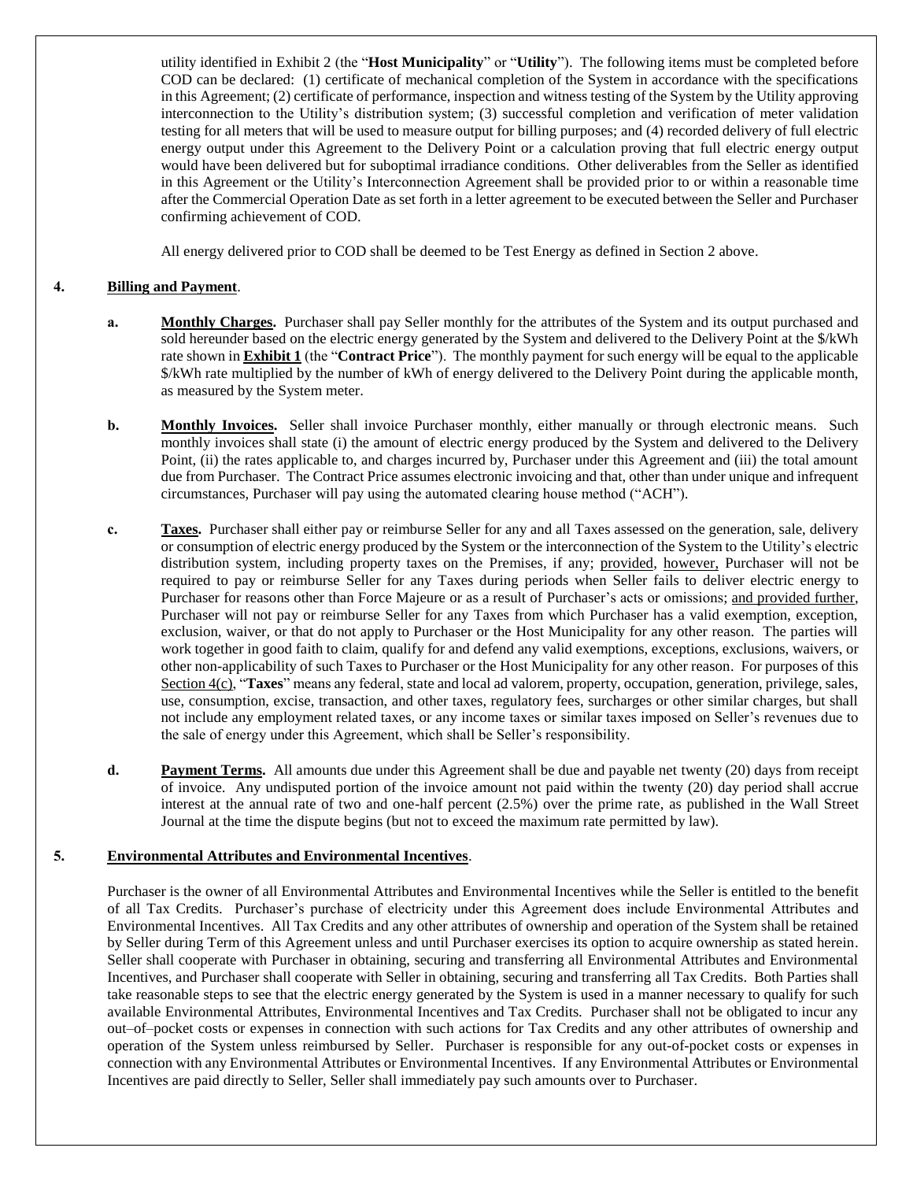utility identified in Exhibit 2 (the "**Host Municipality**" or "**Utility**"). The following items must be completed before COD can be declared: (1) certificate of mechanical completion of the System in accordance with the specifications in this Agreement; (2) certificate of performance, inspection and witness testing of the System by the Utility approving interconnection to the Utility's distribution system; (3) successful completion and verification of meter validation testing for all meters that will be used to measure output for billing purposes; and (4) recorded delivery of full electric energy output under this Agreement to the Delivery Point or a calculation proving that full electric energy output would have been delivered but for suboptimal irradiance conditions. Other deliverables from the Seller as identified in this Agreement or the Utility's Interconnection Agreement shall be provided prior to or within a reasonable time after the Commercial Operation Date as set forth in a letter agreement to be executed between the Seller and Purchaser confirming achievement of COD.

All energy delivered prior to COD shall be deemed to be Test Energy as defined in Section 2 above.

**4. Billing and Payment.**

**a. Monthly Charges.** Purchaser shall pay Seller monthly for the attributes of the System and its output purchased and sold hereunder based on the electric energy generated by the System and delivered to the Delivery Point at the $/kWh rate shown in **Exhibit 1** (the "**Contract Price**"). The monthly payment for such energy will be equal to the applicable $/kWh rate multiplied by the number of kWh of energy delivered to the Delivery Point during the applicable month, as measured by the System meter.

**b. Monthly Invoices.** Seller shall invoice Purchaser monthly, either manually or through electronic means. Such monthly invoices shall state (i) the amount of electric energy produced by the System and delivered to the Delivery Point, (ii) the rates applicable to, and charges incurred by, Purchaser under this Agreement and (iii) the total amount due from Purchaser. The Contract Price assumes electronic invoicing and that, other than under unique and infrequent circumstances, Purchaser will pay using the automated clearing house method ("ACH").

**c. Taxes.** Purchaser shall either pay or reimburse Seller for any and all Taxes assessed on the generation, sale, delivery or consumption of electric energy produced by the System or the interconnection of the System to the Utility's electric distribution system, including property taxes on the Premises, if any; provided, however, Purchaser will not be required to pay or reimburse Seller for any Taxes during periods when Seller fails to deliver electric energy to Purchaser for reasons other than Force Majeure or as a result of Purchaser's acts or omissions; and provided further, Purchaser will not pay or reimburse Seller for any Taxes from which Purchaser has a valid exemption, exception, exclusion, waiver, or that do not apply to Purchaser or the Host Municipality for any other reason. The parties will work together in good faith to claim, qualify for and defend any valid exemptions, exceptions, exclusions, waivers, or other non-applicability of such Taxes to Purchaser or the Host Municipality for any other reason. For purposes of this Section 4(c), "**Taxes**" means any federal, state and local ad valorem, property, occupation, generation, privilege, sales, use, consumption, excise, transaction, and other taxes, regulatory fees, surcharges or other similar charges, but shall not include any employment related taxes, or any income taxes or similar taxes imposed on Seller's revenues due to the sale of energy under this Agreement, which shall be Seller's responsibility.

**d. Payment Terms.** All amounts due under this Agreement shall be due and payable net twenty (20) days from receipt of invoice. Any undisputed portion of the invoice amount not paid within the twenty (20) day period shall accrue interest at the annual rate of two and one-half percent (2.5%) over the prime rate, as published in the Wall Street Journal at the time the dispute begins (but not to exceed the maximum rate permitted by law).

**5. Environmental Attributes and Environmental Incentives.**

Purchaser is the owner of all Environmental Attributes and Environmental Incentives while the Seller is entitled to the benefit of all Tax Credits. Purchaser's purchase of electricity under this Agreement does include Environmental Attributes and Environmental Incentives. All Tax Credits and any other attributes of ownership and operation of the System shall be retained by Seller during Term of this Agreement unless and until Purchaser exercises its option to acquire ownership as stated herein. Seller shall cooperate with Purchaser in obtaining, securing and transferring all Environmental Attributes and Environmental Incentives, and Purchaser shall cooperate with Seller in obtaining, securing and transferring all Tax Credits. Both Parties shall take reasonable steps to see that the electric energy generated by the System is used in a manner necessary to qualify for such available Environmental Attributes, Environmental Incentives and Tax Credits. Purchaser shall not be obligated to incur any out–of–pocket costs or expenses in connection with such actions for Tax Credits and any other attributes of ownership and operation of the System unless reimbursed by Seller. Purchaser is responsible for any out-of-pocket costs or expenses in connection with any Environmental Attributes or Environmental Incentives. If any Environmental Attributes or Environmental Incentives are paid directly to Seller, Seller shall immediately pay such amounts over to Purchaser.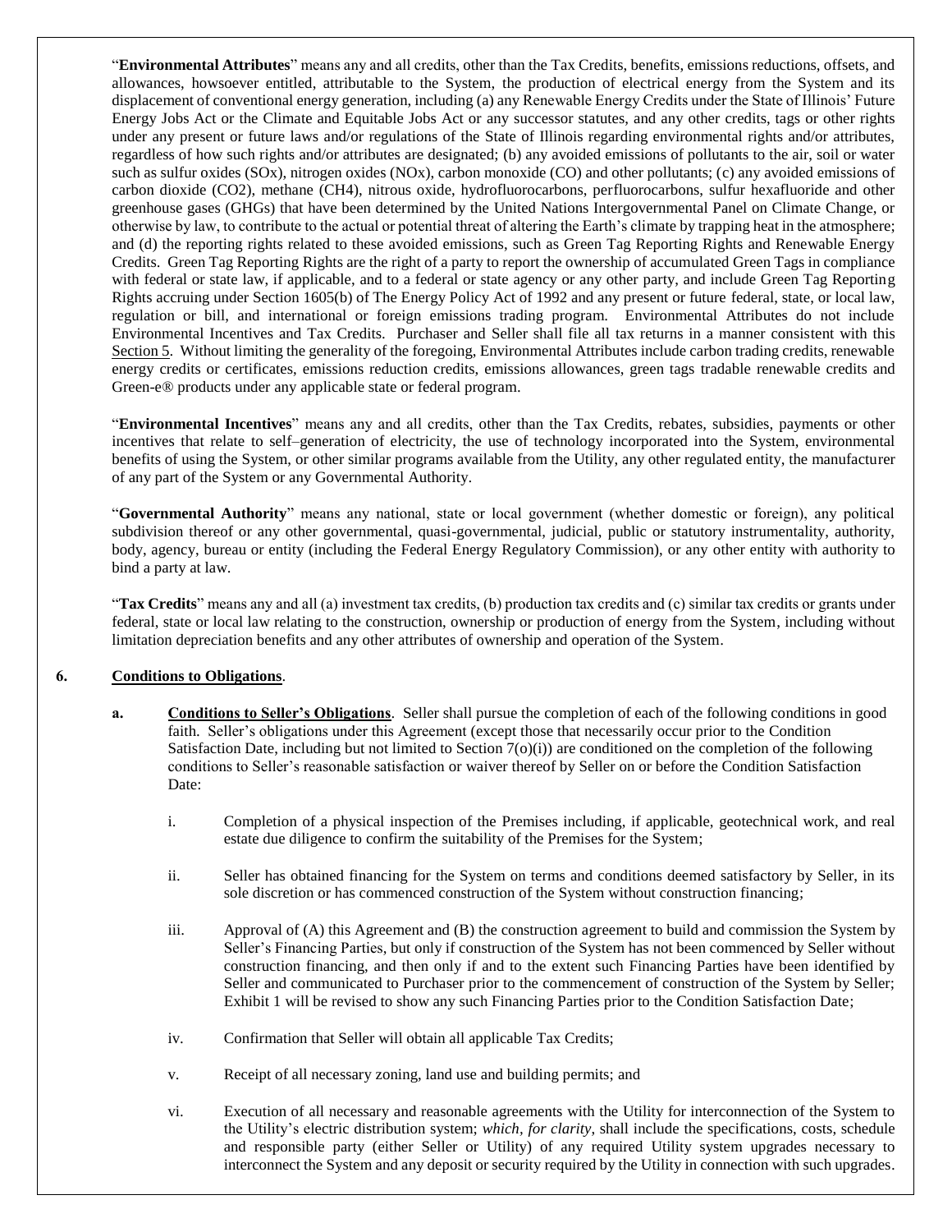"**Environmental Attributes**" means any and all credits, other than the Tax Credits, benefits, emissions reductions, offsets, and allowances, howsoever entitled, attributable to the System, the production of electrical energy from the System and its displacement of conventional energy generation, including (a) any Renewable Energy Credits under the State of Illinois' Future Energy Jobs Act or the Climate and Equitable Jobs Act or any successor statutes, and any other credits, tags or other rights under any present or future laws and/or regulations of the State of Illinois regarding environmental rights and/or attributes, regardless of how such rights and/or attributes are designated; (b) any avoided emissions of pollutants to the air, soil or water such as sulfur oxides (SOx), nitrogen oxides (NOx), carbon monoxide (CO) and other pollutants; (c) any avoided emissions of carbon dioxide ($CO_2$), methane ($CH_4$), nitrous oxide, hydrofluorocarbons, perfluorocarbons, sulfur hexafluoride and other greenhouse gases (GHGs) that have been determined by the United Nations Intergovernmental Panel on Climate Change, or otherwise by law, to contribute to the actual or potential threat of altering the Earth's climate by trapping heat in the atmosphere; and (d) the reporting rights related to these avoided emissions, such as Green Tag Reporting Rights and Renewable Energy Credits. Green Tag Reporting Rights are the right of a party to report the ownership of accumulated Green Tags in compliance with federal or state law, if applicable, and to a federal or state agency or any other party, and include Green Tag Reporting Rights accruing under Section 1605(b) of The Energy Policy Act of 1992 and any present or future federal, state, or local law, regulation or bill, and international or foreign emissions trading program. Environmental Attributes do not include Environmental Incentives and Tax Credits. Purchaser and Seller shall file all tax returns in a manner consistent with this Section 5. Without limiting the generality of the foregoing, Environmental Attributes include carbon trading credits, renewable energy credits or certificates, emissions reduction credits, emissions allowances, green tags tradable renewable credits and Green-e® products under any applicable state or federal program.

"**Environmental Incentives**" means any and all credits, other than the Tax Credits, rebates, subsidies, payments or other incentives that relate to self–generation of electricity, the use of technology incorporated into the System, environmental benefits of using the System, or other similar programs available from the Utility, any other regulated entity, the manufacturer of any part of the System or any Governmental Authority.

"**Governmental Authority**" means any national, state or local government (whether domestic or foreign), any political subdivision thereof or any other governmental, quasi-governmental, judicial, public or statutory instrumentality, authority, body, agency, bureau or entity (including the Federal Energy Regulatory Commission), or any other entity with authority to bind a party at law.

"**Tax Credits**" means any and all (a) investment tax credits, (b) production tax credits and (c) similar tax credits or grants under federal, state or local law relating to the construction, ownership or production of energy from the System, including without limitation depreciation benefits and any other attributes of ownership and operation of the System.

**6. Conditions to Obligations**.

**a. Conditions to Seller's Obligations**. Seller shall pursue the completion of each of the following conditions in good faith. Seller's obligations under this Agreement (except those that necessarily occur prior to the Condition Satisfaction Date, including but not limited to Section 7(o)(i)) are conditioned on the completion of the following conditions to Seller's reasonable satisfaction or waiver thereof by Seller on or before the Condition Satisfaction Date:

i. Completion of a physical inspection of the Premises including, if applicable, geotechnical work, and real estate due diligence to confirm the suitability of the Premises for the System;

ii. Seller has obtained financing for the System on terms and conditions deemed satisfactory by Seller, in its sole discretion or has commenced construction of the System without construction financing;

iii. Approval of (A) this Agreement and (B) the construction agreement to build and commission the System by Seller's Financing Parties, but only if construction of the System has not been commenced by Seller without construction financing, and then only if and to the extent such Financing Parties have been identified by Seller and communicated to Purchaser prior to the commencement of construction of the System by Seller; Exhibit 1 will be revised to show any such Financing Parties prior to the Condition Satisfaction Date;

iv. Confirmation that Seller will obtain all applicable Tax Credits;

v. Receipt of all necessary zoning, land use and building permits; and

vi. Execution of all necessary and reasonable agreements with the Utility for interconnection of the System to the Utility's electric distribution system; *which, for clarity*, shall include the specifications, costs, schedule and responsible party (either Seller or Utility) of any required Utility system upgrades necessary to interconnect the System and any deposit or security required by the Utility in connection with such upgrades.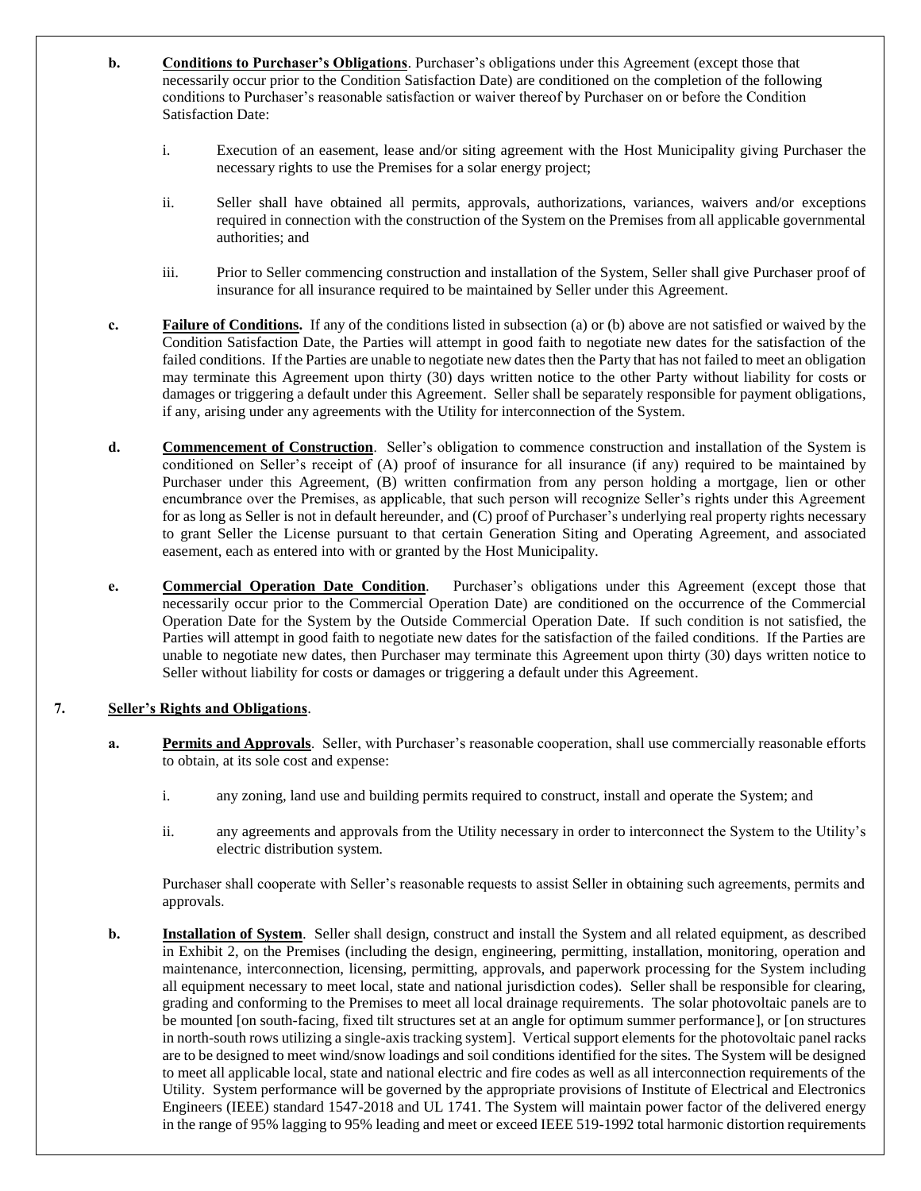**b. Conditions to Purchaser's Obligations**. Purchaser's obligations under this Agreement (except those that necessarily occur prior to the Condition Satisfaction Date) are conditioned on the completion of the following conditions to Purchaser's reasonable satisfaction or waiver thereof by Purchaser on or before the Condition Satisfaction Date:

i. Execution of an easement, lease and/or siting agreement with the Host Municipality giving Purchaser the necessary rights to use the Premises for a solar energy project;

ii. Seller shall have obtained all permits, approvals, authorizations, variances, waivers and/or exceptions required in connection with the construction of the System on the Premises from all applicable governmental authorities; and

iii. Prior to Seller commencing construction and installation of the System, Seller shall give Purchaser proof of insurance for all insurance required to be maintained by Seller under this Agreement.

**c. Failure of Conditions.** If any of the conditions listed in subsection (a) or (b) above are not satisfied or waived by the Condition Satisfaction Date, the Parties will attempt in good faith to negotiate new dates for the satisfaction of the failed conditions. If the Parties are unable to negotiate new dates then the Party that has not failed to meet an obligation may terminate this Agreement upon thirty (30) days written notice to the other Party without liability for costs or damages or triggering a default under this Agreement. Seller shall be separately responsible for payment obligations, if any, arising under any agreements with the Utility for interconnection of the System.

**d. Commencement of Construction**. Seller's obligation to commence construction and installation of the System is conditioned on Seller's receipt of (A) proof of insurance for all insurance (if any) required to be maintained by Purchaser under this Agreement, (B) written confirmation from any person holding a mortgage, lien or other encumbrance over the Premises, as applicable, that such person will recognize Seller's rights under this Agreement for as long as Seller is not in default hereunder, and (C) proof of Purchaser's underlying real property rights necessary to grant Seller the License pursuant to that certain Generation Siting and Operating Agreement, and associated easement, each as entered into with or granted by the Host Municipality.

**e. Commercial Operation Date Condition**. Purchaser's obligations under this Agreement (except those that necessarily occur prior to the Commercial Operation Date) are conditioned on the occurrence of the Commercial Operation Date for the System by the Outside Commercial Operation Date. If such condition is not satisfied, the Parties will attempt in good faith to negotiate new dates for the satisfaction of the failed conditions. If the Parties are unable to negotiate new dates, then Purchaser may terminate this Agreement upon thirty (30) days written notice to Seller without liability for costs or damages or triggering a default under this Agreement.

## 7. Seller's Rights and Obligations.

**a. Permits and Approvals**. Seller, with Purchaser's reasonable cooperation, shall use commercially reasonable efforts to obtain, at its sole cost and expense:

i. any zoning, land use and building permits required to construct, install and operate the System; and

ii. any agreements and approvals from the Utility necessary in order to interconnect the System to the Utility's electric distribution system.

Purchaser shall cooperate with Seller's reasonable requests to assist Seller in obtaining such agreements, permits and approvals.

**b. Installation of System**. Seller shall design, construct and install the System and all related equipment, as described in Exhibit 2, on the Premises (including the design, engineering, permitting, installation, monitoring, operation and maintenance, interconnection, licensing, permitting, approvals, and paperwork processing for the System including all equipment necessary to meet local, state and national jurisdiction codes). Seller shall be responsible for clearing, grading and conforming to the Premises to meet all local drainage requirements. The solar photovoltaic panels are to be mounted [on south-facing, fixed tilt structures set at an angle for optimum summer performance], or [on structures in north-south rows utilizing a single-axis tracking system]. Vertical support elements for the photovoltaic panel racks are to be designed to meet wind/snow loadings and soil conditions identified for the sites. The System will be designed to meet all applicable local, state and national electric and fire codes as well as all interconnection requirements of the Utility. System performance will be governed by the appropriate provisions of Institute of Electrical and Electronics Engineers (IEEE) standard 1547-2018 and UL 1741. The System will maintain power factor of the delivered energy in the range of 95% lagging to 95% leading and meet or exceed IEEE 519-1992 total harmonic distortion requirements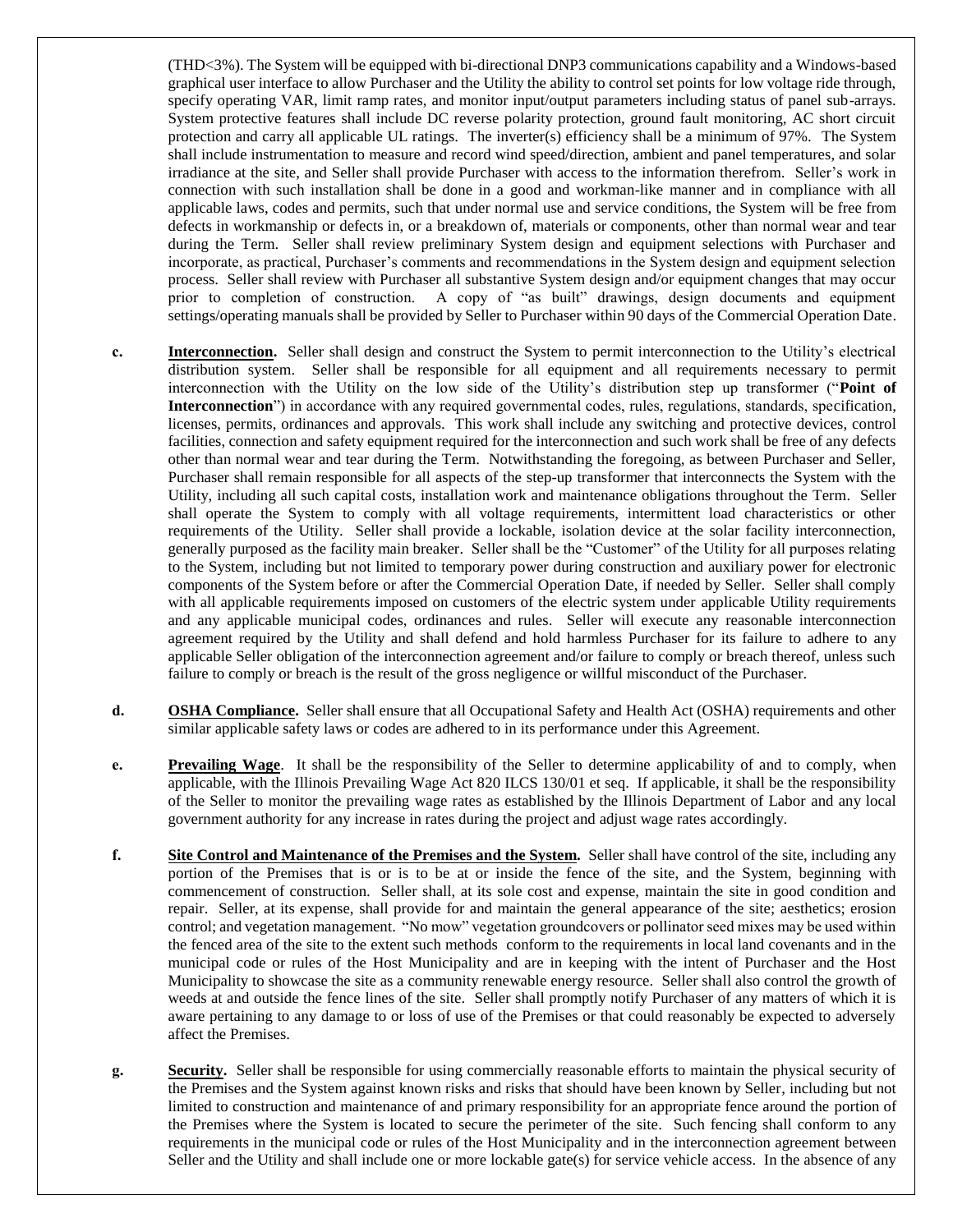(THD<3%). The System will be equipped with bi-directional DNP3 communications capability and a Windows-based graphical user interface to allow Purchaser and the Utility the ability to control set points for low voltage ride through, specify operating VAR, limit ramp rates, and monitor input/output parameters including status of panel sub-arrays. System protective features shall include DC reverse polarity protection, ground fault monitoring, AC short circuit protection and carry all applicable UL ratings. The inverter(s) efficiency shall be a minimum of 97%. The System shall include instrumentation to measure and record wind speed/direction, ambient and panel temperatures, and solar irradiance at the site, and Seller shall provide Purchaser with access to the information therefrom. Seller's work in connection with such installation shall be done in a good and workman-like manner and in compliance with all applicable laws, codes and permits, such that under normal use and service conditions, the System will be free from defects in workmanship or defects in, or a breakdown of, materials or components, other than normal wear and tear during the Term. Seller shall review preliminary System design and equipment selections with Purchaser and incorporate, as practical, Purchaser's comments and recommendations in the System design and equipment selection process. Seller shall review with Purchaser all substantive System design and/or equipment changes that may occur prior to completion of construction. A copy of "as built" drawings, design documents and equipment settings/operating manuals shall be provided by Seller to Purchaser within 90 days of the Commercial Operation Date.

c. **Interconnection.** Seller shall design and construct the System to permit interconnection to the Utility's electrical distribution system. Seller shall be responsible for all equipment and all requirements necessary to permit interconnection with the Utility on the low side of the Utility's distribution step up transformer ("**Point of Interconnection**") in accordance with any required governmental codes, rules, regulations, standards, specification, licenses, permits, ordinances and approvals. This work shall include any switching and protective devices, control facilities, connection and safety equipment required for the interconnection and such work shall be free of any defects other than normal wear and tear during the Term. Notwithstanding the foregoing, as between Purchaser and Seller, Purchaser shall remain responsible for all aspects of the step-up transformer that interconnects the System with the Utility, including all such capital costs, installation work and maintenance obligations throughout the Term. Seller shall operate the System to comply with all voltage requirements, intermittent load characteristics or other requirements of the Utility. Seller shall provide a lockable, isolation device at the solar facility interconnection, generally purposed as the facility main breaker. Seller shall be the "Customer" of the Utility for all purposes relating to the System, including but not limited to temporary power during construction and auxiliary power for electronic components of the System before or after the Commercial Operation Date, if needed by Seller. Seller shall comply with all applicable requirements imposed on customers of the electric system under applicable Utility requirements and any applicable municipal codes, ordinances and rules. Seller will execute any reasonable interconnection agreement required by the Utility and shall defend and hold harmless Purchaser for its failure to adhere to any applicable Seller obligation of the interconnection agreement and/or failure to comply or breach thereof, unless such failure to comply or breach is the result of the gross negligence or willful misconduct of the Purchaser.

d. **OSHA Compliance.** Seller shall ensure that all Occupational Safety and Health Act (OSHA) requirements and other similar applicable safety laws or codes are adhered to in its performance under this Agreement.

e. **Prevailing Wage**. It shall be the responsibility of the Seller to determine applicability of and to comply, when applicable, with the Illinois Prevailing Wage Act 820 ILCS 130/01 et seq. If applicable, it shall be the responsibility of the Seller to monitor the prevailing wage rates as established by the Illinois Department of Labor and any local government authority for any increase in rates during the project and adjust wage rates accordingly.

f. **Site Control and Maintenance of the Premises and the System.** Seller shall have control of the site, including any portion of the Premises that is or is to be at or inside the fence of the site, and the System, beginning with commencement of construction. Seller shall, at its sole cost and expense, maintain the site in good condition and repair. Seller, at its expense, shall provide for and maintain the general appearance of the site; aesthetics; erosion control; and vegetation management. "No mow" vegetation groundcovers or pollinator seed mixes may be used within the fenced area of the site to the extent such methods conform to the requirements in local land covenants and in the municipal code or rules of the Host Municipality and are in keeping with the intent of Purchaser and the Host Municipality to showcase the site as a community renewable energy resource. Seller shall also control the growth of weeds at and outside the fence lines of the site. Seller shall promptly notify Purchaser of any matters of which it is aware pertaining to any damage to or loss of use of the Premises or that could reasonably be expected to adversely affect the Premises.

g. **Security.** Seller shall be responsible for using commercially reasonable efforts to maintain the physical security of the Premises and the System against known risks and risks that should have been known by Seller, including but not limited to construction and maintenance of and primary responsibility for an appropriate fence around the portion of the Premises where the System is located to secure the perimeter of the site. Such fencing shall conform to any requirements in the municipal code or rules of the Host Municipality and in the interconnection agreement between Seller and the Utility and shall include one or more lockable gate(s) for service vehicle access. In the absence of any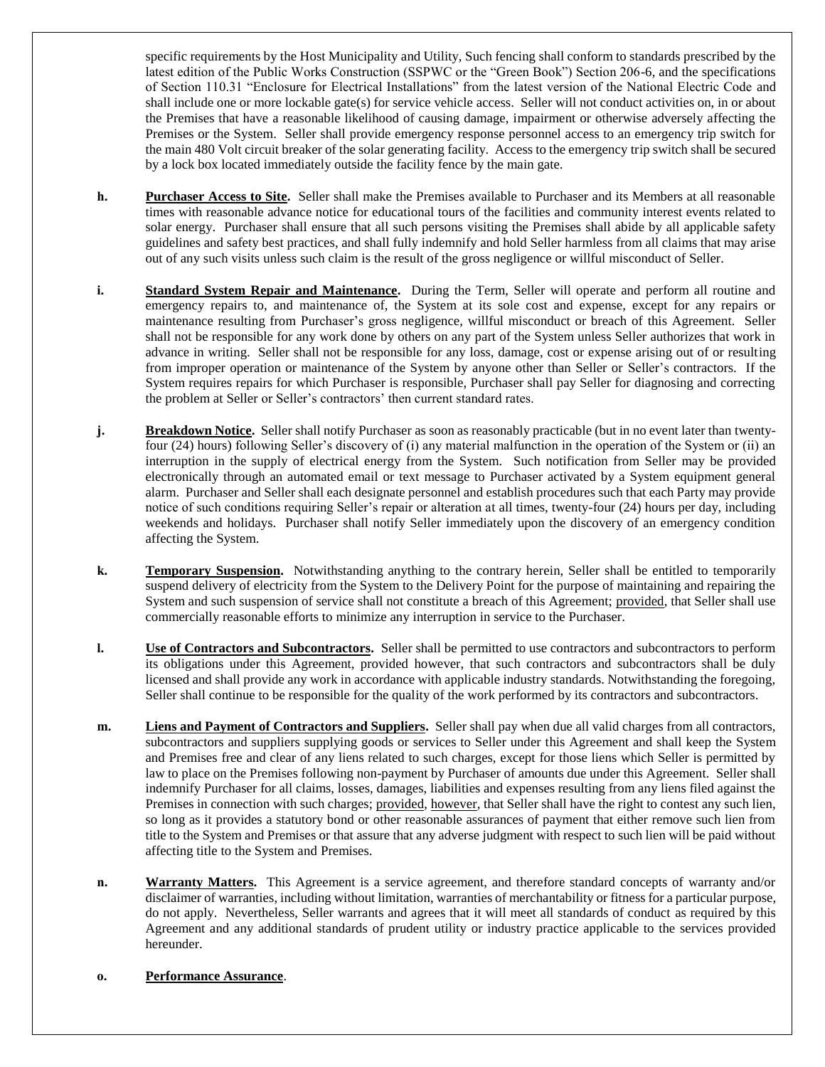specific requirements by the Host Municipality and Utility, Such fencing shall conform to standards prescribed by the latest edition of the Public Works Construction (SSPWC or the "Green Book") Section 206-6, and the specifications of Section 110.31 "Enclosure for Electrical Installations" from the latest version of the National Electric Code and shall include one or more lockable gate(s) for service vehicle access. Seller will not conduct activities on, in or about the Premises that have a reasonable likelihood of causing damage, impairment or otherwise adversely affecting the Premises or the System. Seller shall provide emergency response personnel access to an emergency trip switch for the main 480 Volt circuit breaker of the solar generating facility. Access to the emergency trip switch shall be secured by a lock box located immediately outside the facility fence by the main gate.

**h. Purchaser Access to Site.** Seller shall make the Premises available to Purchaser and its Members at all reasonable times with reasonable advance notice for educational tours of the facilities and community interest events related to solar energy. Purchaser shall ensure that all such persons visiting the Premises shall abide by all applicable safety guidelines and safety best practices, and shall fully indemnify and hold Seller harmless from all claims that may arise out of any such visits unless such claim is the result of the gross negligence or willful misconduct of Seller.

**i. Standard System Repair and Maintenance.** During the Term, Seller will operate and perform all routine and emergency repairs to, and maintenance of, the System at its sole cost and expense, except for any repairs or maintenance resulting from Purchaser's gross negligence, willful misconduct or breach of this Agreement. Seller shall not be responsible for any work done by others on any part of the System unless Seller authorizes that work in advance in writing. Seller shall not be responsible for any loss, damage, cost or expense arising out of or resulting from improper operation or maintenance of the System by anyone other than Seller or Seller's contractors. If the System requires repairs for which Purchaser is responsible, Purchaser shall pay Seller for diagnosing and correcting the problem at Seller or Seller's contractors' then current standard rates.

**j. Breakdown Notice.** Seller shall notify Purchaser as soon as reasonably practicable (but in no event later than twenty-four (24) hours) following Seller's discovery of (i) any material malfunction in the operation of the System or (ii) an interruption in the supply of electrical energy from the System. Such notification from Seller may be provided electronically through an automated email or text message to Purchaser activated by a System equipment general alarm. Purchaser and Seller shall each designate personnel and establish procedures such that each Party may provide notice of such conditions requiring Seller's repair or alteration at all times, twenty-four (24) hours per day, including weekends and holidays. Purchaser shall notify Seller immediately upon the discovery of an emergency condition affecting the System.

**k. Temporary Suspension.** Notwithstanding anything to the contrary herein, Seller shall be entitled to temporarily suspend delivery of electricity from the System to the Delivery Point for the purpose of maintaining and repairing the System and such suspension of service shall not constitute a breach of this Agreement; provided, that Seller shall use commercially reasonable efforts to minimize any interruption in service to the Purchaser.

**l. Use of Contractors and Subcontractors.** Seller shall be permitted to use contractors and subcontractors to perform its obligations under this Agreement, provided however, that such contractors and subcontractors shall be duly licensed and shall provide any work in accordance with applicable industry standards. Notwithstanding the foregoing, Seller shall continue to be responsible for the quality of the work performed by its contractors and subcontractors.

**m. Liens and Payment of Contractors and Suppliers.** Seller shall pay when due all valid charges from all contractors, subcontractors and suppliers supplying goods or services to Seller under this Agreement and shall keep the System and Premises free and clear of any liens related to such charges, except for those liens which Seller is permitted by law to place on the Premises following non-payment by Purchaser of amounts due under this Agreement. Seller shall indemnify Purchaser for all claims, losses, damages, liabilities and expenses resulting from any liens filed against the Premises in connection with such charges; provided, however, that Seller shall have the right to contest any such lien, so long as it provides a statutory bond or other reasonable assurances of payment that either remove such lien from title to the System and Premises or that assure that any adverse judgment with respect to such lien will be paid without affecting title to the System and Premises.

**n. Warranty Matters.** This Agreement is a service agreement, and therefore standard concepts of warranty and/or disclaimer of warranties, including without limitation, warranties of merchantability or fitness for a particular purpose, do not apply. Nevertheless, Seller warrants and agrees that it will meet all standards of conduct as required by this Agreement and any additional standards of prudent utility or industry practice applicable to the services provided hereunder.

**o. Performance Assurance.**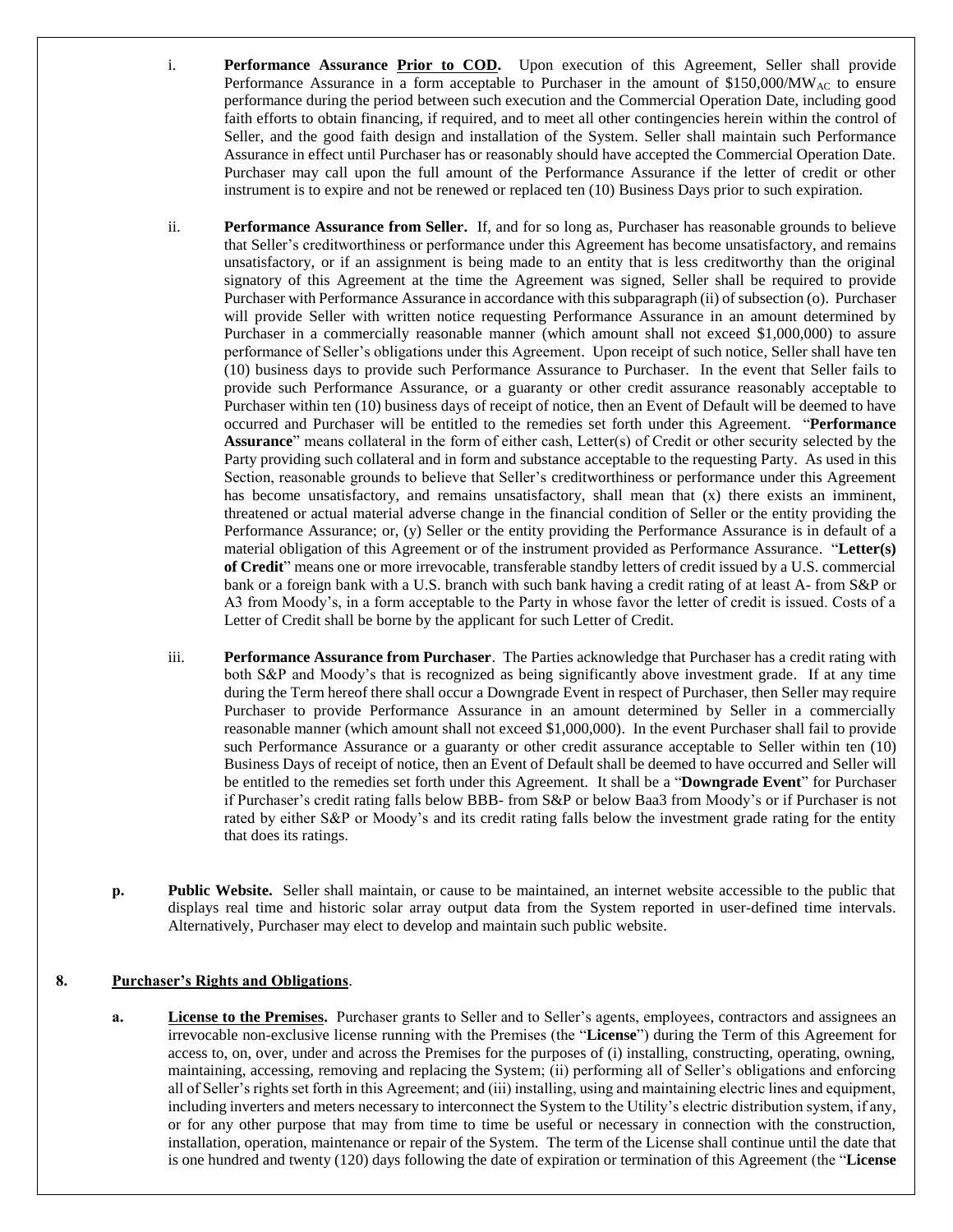i. **Performance Assurance <u>Prior to COD</u>.** Upon execution of this Agreement, Seller shall provide Performance Assurance in a form acceptable to Purchaser in the amount of $150,000/MW$_{AC}$ to ensure performance during the period between such execution and the Commercial Operation Date, including good faith efforts to obtain financing, if required, and to meet all other contingencies herein within the control of Seller, and the good faith design and installation of the System. Seller shall maintain such Performance Assurance in effect until Purchaser has or reasonably should have accepted the Commercial Operation Date. Purchaser may call upon the full amount of the Performance Assurance if the letter of credit or other instrument is to expire and not be renewed or replaced ten (10) Business Days prior to such expiration.

ii. **Performance Assurance from Seller.** If, and for so long as, Purchaser has reasonable grounds to believe that Seller's creditworthiness or performance under this Agreement has become unsatisfactory, and remains unsatisfactory, or if an assignment is being made to an entity that is less creditworthy than the original signatory of this Agreement at the time the Agreement was signed, Seller shall be required to provide Purchaser with Performance Assurance in accordance with this subparagraph (ii) of subsection (o). Purchaser will provide Seller with written notice requesting Performance Assurance in an amount determined by Purchaser in a commercially reasonable manner (which amount shall not exceed $1,000,000) to assure performance of Seller's obligations under this Agreement. Upon receipt of such notice, Seller shall have ten (10) business days to provide such Performance Assurance to Purchaser. In the event that Seller fails to provide such Performance Assurance, or a guaranty or other credit assurance reasonably acceptable to Purchaser within ten (10) business days of receipt of notice, then an Event of Default will be deemed to have occurred and Purchaser will be entitled to the remedies set forth under this Agreement. "**Performance Assurance**" means collateral in the form of either cash, Letter(s) of Credit or other security selected by the Party providing such collateral and in form and substance acceptable to the requesting Party. As used in this Section, reasonable grounds to believe that Seller's creditworthiness or performance under this Agreement has become unsatisfactory, and remains unsatisfactory, shall mean that (x) there exists an imminent, threatened or actual material adverse change in the financial condition of Seller or the entity providing the Performance Assurance; or, (y) Seller or the entity providing the Performance Assurance is in default of a material obligation of this Agreement or of the instrument provided as Performance Assurance. "**Letter(s) of Credit**" means one or more irrevocable, transferable standby letters of credit issued by a U.S. commercial bank or a foreign bank with a U.S. branch with such bank having a credit rating of at least A- from S&P or A3 from Moody's, in a form acceptable to the Party in whose favor the letter of credit is issued. Costs of a Letter of Credit shall be borne by the applicant for such Letter of Credit.

iii. **Performance Assurance from Purchaser**. The Parties acknowledge that Purchaser has a credit rating with both S&P and Moody's that is recognized as being significantly above investment grade. If at any time during the Term hereof there shall occur a Downgrade Event in respect of Purchaser, then Seller may require Purchaser to provide Performance Assurance in an amount determined by Seller in a commercially reasonable manner (which amount shall not exceed $1,000,000). In the event Purchaser shall fail to provide such Performance Assurance or a guaranty or other credit assurance acceptable to Seller within ten (10) Business Days of receipt of notice, then an Event of Default shall be deemed to have occurred and Seller will be entitled to the remedies set forth under this Agreement. It shall be a "**Downgrade Event**" for Purchaser if Purchaser's credit rating falls below BBB- from S&P or below Baa3 from Moody's or if Purchaser is not rated by either S&P or Moody's and its credit rating falls below the investment grade rating for the entity that does its ratings.

**p. Public Website.** Seller shall maintain, or cause to be maintained, an internet website accessible to the public that displays real time and historic solar array output data from the System reported in user-defined time intervals. Alternatively, Purchaser may elect to develop and maintain such public website.

## 8. <u>Purchaser's Rights and Obligations</u>.

**a. <u>License to the Premises</u>.** Purchaser grants to Seller and to Seller's agents, employees, contractors and assignees an irrevocable non-exclusive license running with the Premises (the "**License**") during the Term of this Agreement for access to, on, over, under and across the Premises for the purposes of (i) installing, constructing, operating, owning, maintaining, accessing, removing and replacing the System; (ii) performing all of Seller's obligations and enforcing all of Seller's rights set forth in this Agreement; and (iii) installing, using and maintaining electric lines and equipment, including inverters and meters necessary to interconnect the System to the Utility's electric distribution system, if any, or for any other purpose that may from time to time be useful or necessary in connection with the construction, installation, operation, maintenance or repair of the System. The term of the License shall continue until the date that is one hundred and twenty (120) days following the date of expiration or termination of this Agreement (the "**License**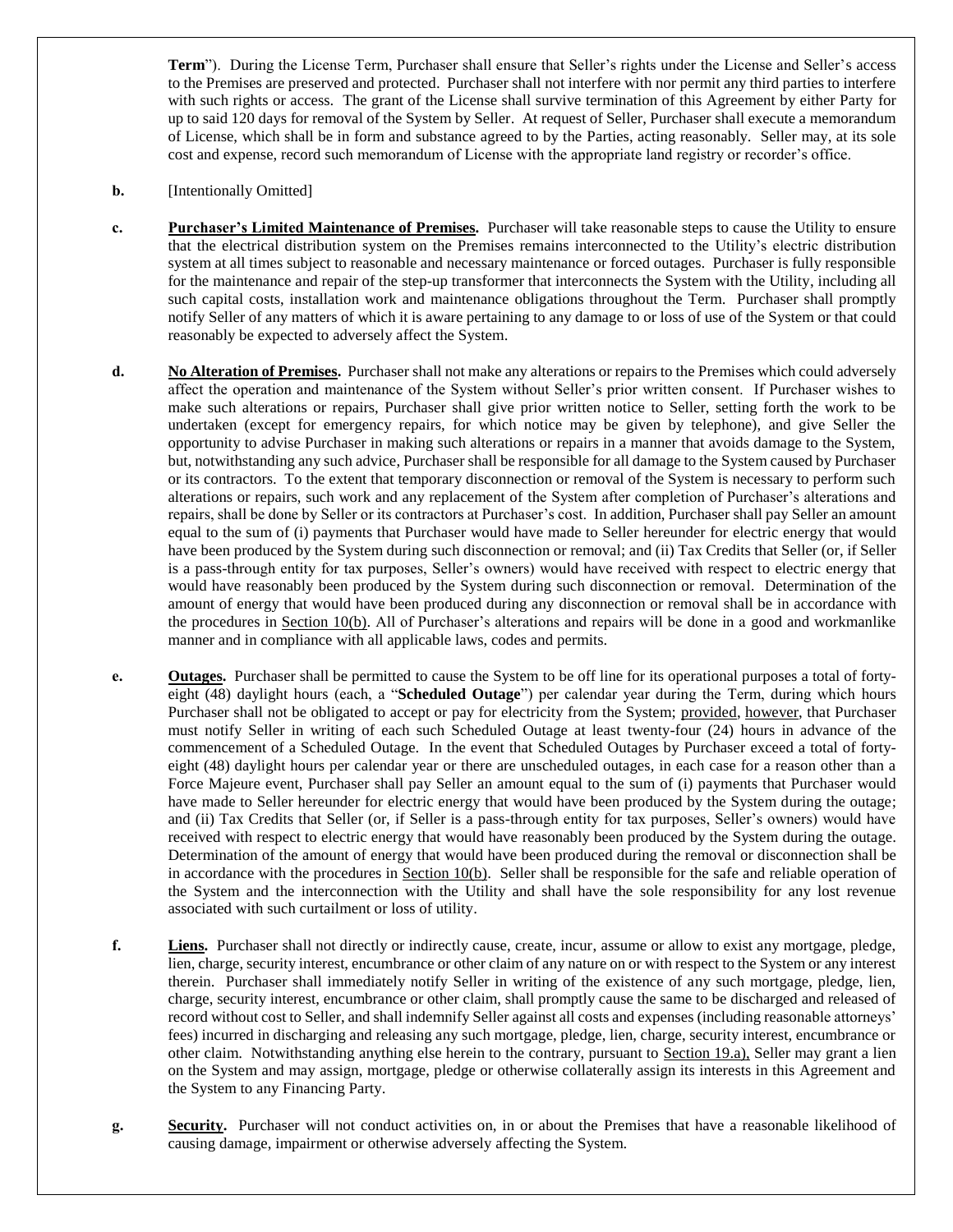**Term**"). During the License Term, Purchaser shall ensure that Seller's rights under the License and Seller's access to the Premises are preserved and protected. Purchaser shall not interfere with nor permit any third parties to interfere with such rights or access. The grant of the License shall survive termination of this Agreement by either Party for up to said 120 days for removal of the System by Seller. At request of Seller, Purchaser shall execute a memorandum of License, which shall be in form and substance agreed to by the Parties, acting reasonably. Seller may, at its sole cost and expense, record such memorandum of License with the appropriate land registry or recorder's office.

**b.** [Intentionally Omitted]

**c.** **Purchaser's Limited Maintenance of Premises.** Purchaser will take reasonable steps to cause the Utility to ensure that the electrical distribution system on the Premises remains interconnected to the Utility's electric distribution system at all times subject to reasonable and necessary maintenance or forced outages. Purchaser is fully responsible for the maintenance and repair of the step-up transformer that interconnects the System with the Utility, including all such capital costs, installation work and maintenance obligations throughout the Term. Purchaser shall promptly notify Seller of any matters of which it is aware pertaining to any damage to or loss of use of the System or that could reasonably be expected to adversely affect the System.

**d.** **No Alteration of Premises.** Purchaser shall not make any alterations or repairs to the Premises which could adversely affect the operation and maintenance of the System without Seller's prior written consent. If Purchaser wishes to make such alterations or repairs, Purchaser shall give prior written notice to Seller, setting forth the work to be undertaken (except for emergency repairs, for which notice may be given by telephone), and give Seller the opportunity to advise Purchaser in making such alterations or repairs in a manner that avoids damage to the System, but, notwithstanding any such advice, Purchaser shall be responsible for all damage to the System caused by Purchaser or its contractors. To the extent that temporary disconnection or removal of the System is necessary to perform such alterations or repairs, such work and any replacement of the System after completion of Purchaser's alterations and repairs, shall be done by Seller or its contractors at Purchaser's cost. In addition, Purchaser shall pay Seller an amount equal to the sum of (i) payments that Purchaser would have made to Seller hereunder for electric energy that would have been produced by the System during such disconnection or removal; and (ii) Tax Credits that Seller (or, if Seller is a pass-through entity for tax purposes, Seller's owners) would have received with respect to electric energy that would have reasonably been produced by the System during such disconnection or removal. Determination of the amount of energy that would have been produced during any disconnection or removal shall be in accordance with the procedures in Section 10(b). All of Purchaser's alterations and repairs will be done in a good and workmanlike manner and in compliance with all applicable laws, codes and permits.

**e.** **Outages.** Purchaser shall be permitted to cause the System to be off line for its operational purposes a total of forty-eight (48) daylight hours (each, a "**Scheduled Outage**") per calendar year during the Term, during which hours Purchaser shall not be obligated to accept or pay for electricity from the System; provided, however, that Purchaser must notify Seller in writing of each such Scheduled Outage at least twenty-four (24) hours in advance of the commencement of a Scheduled Outage. In the event that Scheduled Outages by Purchaser exceed a total of forty-eight (48) daylight hours per calendar year or there are unscheduled outages, in each case for a reason other than a Force Majeure event, Purchaser shall pay Seller an amount equal to the sum of (i) payments that Purchaser would have made to Seller hereunder for electric energy that would have been produced by the System during the outage; and (ii) Tax Credits that Seller (or, if Seller is a pass-through entity for tax purposes, Seller's owners) would have received with respect to electric energy that would have reasonably been produced by the System during the outage. Determination of the amount of energy that would have been produced during the removal or disconnection shall be in accordance with the procedures in Section 10(b). Seller shall be responsible for the safe and reliable operation of the System and the interconnection with the Utility and shall have the sole responsibility for any lost revenue associated with such curtailment or loss of utility.

**f.** **Liens.** Purchaser shall not directly or indirectly cause, create, incur, assume or allow to exist any mortgage, pledge, lien, charge, security interest, encumbrance or other claim of any nature on or with respect to the System or any interest therein. Purchaser shall immediately notify Seller in writing of the existence of any such mortgage, pledge, lien, charge, security interest, encumbrance or other claim, shall promptly cause the same to be discharged and released of record without cost to Seller, and shall indemnify Seller against all costs and expenses (including reasonable attorneys' fees) incurred in discharging and releasing any such mortgage, pledge, lien, charge, security interest, encumbrance or other claim. Notwithstanding anything else herein to the contrary, pursuant to Section 19.a), Seller may grant a lien on the System and may assign, mortgage, pledge or otherwise collaterally assign its interests in this Agreement and the System to any Financing Party.

**g.** **Security.** Purchaser will not conduct activities on, in or about the Premises that have a reasonable likelihood of causing damage, impairment or otherwise adversely affecting the System.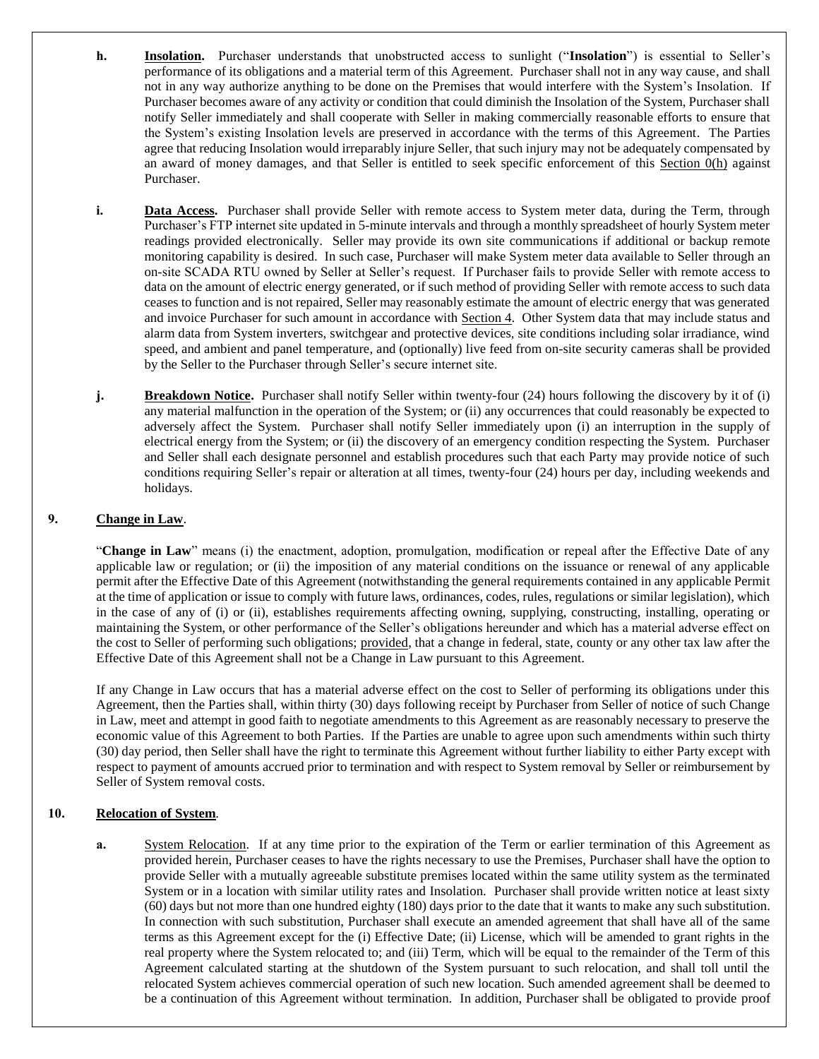**h.** **Insolation.** Purchaser understands that unobstructed access to sunlight ("**Insolation**") is essential to Seller's performance of its obligations and a material term of this Agreement. Purchaser shall not in any way cause, and shall not in any way authorize anything to be done on the Premises that would interfere with the System's Insolation. If Purchaser becomes aware of any activity or condition that could diminish the Insolation of the System, Purchaser shall notify Seller immediately and shall cooperate with Seller in making commercially reasonable efforts to ensure that the System's existing Insolation levels are preserved in accordance with the terms of this Agreement. The Parties agree that reducing Insolation would irreparably injure Seller, that such injury may not be adequately compensated by an award of money damages, and that Seller is entitled to seek specific enforcement of this Section 0(h) against Purchaser.

**i.** **Data Access.** Purchaser shall provide Seller with remote access to System meter data, during the Term, through Purchaser's FTP internet site updated in 5-minute intervals and through a monthly spreadsheet of hourly System meter readings provided electronically. Seller may provide its own site communications if additional or backup remote monitoring capability is desired. In such case, Purchaser will make System meter data available to Seller through an on-site SCADA RTU owned by Seller at Seller's request. If Purchaser fails to provide Seller with remote access to data on the amount of electric energy generated, or if such method of providing Seller with remote access to such data ceases to function and is not repaired, Seller may reasonably estimate the amount of electric energy that was generated and invoice Purchaser for such amount in accordance with Section 4. Other System data that may include status and alarm data from System inverters, switchgear and protective devices, site conditions including solar irradiance, wind speed, and ambient and panel temperature, and (optionally) live feed from on-site security cameras shall be provided by the Seller to the Purchaser through Seller's secure internet site.

**j.** **Breakdown Notice.** Purchaser shall notify Seller within twenty-four (24) hours following the discovery by it of (i) any material malfunction in the operation of the System; or (ii) any occurrences that could reasonably be expected to adversely affect the System. Purchaser shall notify Seller immediately upon (i) an interruption in the supply of electrical energy from the System; or (ii) the discovery of an emergency condition respecting the System. Purchaser and Seller shall each designate personnel and establish procedures such that each Party may provide notice of such conditions requiring Seller's repair or alteration at all times, twenty-four (24) hours per day, including weekends and holidays.

## 9. Change in Law.

"**Change in Law**" means (i) the enactment, adoption, promulgation, modification or repeal after the Effective Date of any applicable law or regulation; or (ii) the imposition of any material conditions on the issuance or renewal of any applicable permit after the Effective Date of this Agreement (notwithstanding the general requirements contained in any applicable Permit at the time of application or issue to comply with future laws, ordinances, codes, rules, regulations or similar legislation), which in the case of any of (i) or (ii), establishes requirements affecting owning, supplying, constructing, installing, operating or maintaining the System, or other performance of the Seller's obligations hereunder and which has a material adverse effect on the cost to Seller of performing such obligations; provided, that a change in federal, state, county or any other tax law after the Effective Date of this Agreement shall not be a Change in Law pursuant to this Agreement.

If any Change in Law occurs that has a material adverse effect on the cost to Seller of performing its obligations under this Agreement, then the Parties shall, within thirty (30) days following receipt by Purchaser from Seller of notice of such Change in Law, meet and attempt in good faith to negotiate amendments to this Agreement as are reasonably necessary to preserve the economic value of this Agreement to both Parties. If the Parties are unable to agree upon such amendments within such thirty (30) day period, then Seller shall have the right to terminate this Agreement without further liability to either Party except with respect to payment of amounts accrued prior to termination and with respect to System removal by Seller or reimbursement by Seller of System removal costs.

## 10. Relocation of System.

**a.** System Relocation. If at any time prior to the expiration of the Term or earlier termination of this Agreement as provided herein, Purchaser ceases to have the rights necessary to use the Premises, Purchaser shall have the option to provide Seller with a mutually agreeable substitute premises located within the same utility system as the terminated System or in a location with similar utility rates and Insolation. Purchaser shall provide written notice at least sixty (60) days but not more than one hundred eighty (180) days prior to the date that it wants to make any such substitution. In connection with such substitution, Purchaser shall execute an amended agreement that shall have all of the same terms as this Agreement except for the (i) Effective Date; (ii) License, which will be amended to grant rights in the real property where the System relocated to; and (iii) Term, which will be equal to the remainder of the Term of this Agreement calculated starting at the shutdown of the System pursuant to such relocation, and shall toll until the relocated System achieves commercial operation of such new location. Such amended agreement shall be deemed to be a continuation of this Agreement without termination. In addition, Purchaser shall be obligated to provide proof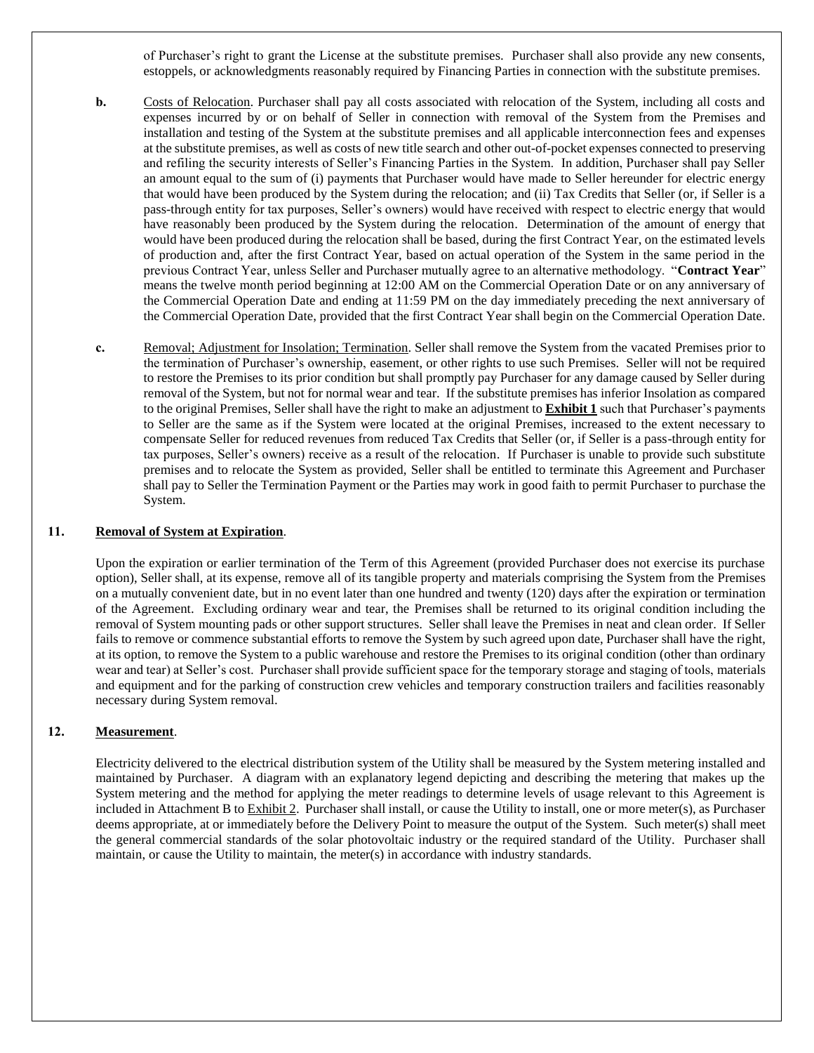of Purchaser's right to grant the License at the substitute premises. Purchaser shall also provide any new consents, estoppels, or acknowledgments reasonably required by Financing Parties in connection with the substitute premises.

**b.** Costs of Relocation. Purchaser shall pay all costs associated with relocation of the System, including all costs and expenses incurred by or on behalf of Seller in connection with removal of the System from the Premises and installation and testing of the System at the substitute premises and all applicable interconnection fees and expenses at the substitute premises, as well as costs of new title search and other out-of-pocket expenses connected to preserving and refiling the security interests of Seller's Financing Parties in the System. In addition, Purchaser shall pay Seller an amount equal to the sum of (i) payments that Purchaser would have made to Seller hereunder for electric energy that would have been produced by the System during the relocation; and (ii) Tax Credits that Seller (or, if Seller is a pass-through entity for tax purposes, Seller's owners) would have received with respect to electric energy that would have reasonably been produced by the System during the relocation. Determination of the amount of energy that would have been produced during the relocation shall be based, during the first Contract Year, on the estimated levels of production and, after the first Contract Year, based on actual operation of the System in the same period in the previous Contract Year, unless Seller and Purchaser mutually agree to an alternative methodology. "**Contract Year**" means the twelve month period beginning at 12:00 AM on the Commercial Operation Date or on any anniversary of the Commercial Operation Date and ending at 11:59 PM on the day immediately preceding the next anniversary of the Commercial Operation Date, provided that the first Contract Year shall begin on the Commercial Operation Date.

**c.** Removal; Adjustment for Insolation; Termination. Seller shall remove the System from the vacated Premises prior to the termination of Purchaser's ownership, easement, or other rights to use such Premises. Seller will not be required to restore the Premises to its prior condition but shall promptly pay Purchaser for any damage caused by Seller during removal of the System, but not for normal wear and tear. If the substitute premises has inferior Insolation as compared to the original Premises, Seller shall have the right to make an adjustment to **Exhibit 1** such that Purchaser's payments to Seller are the same as if the System were located at the original Premises, increased to the extent necessary to compensate Seller for reduced revenues from reduced Tax Credits that Seller (or, if Seller is a pass-through entity for tax purposes, Seller's owners) receive as a result of the relocation. If Purchaser is unable to provide such substitute premises and to relocate the System as provided, Seller shall be entitled to terminate this Agreement and Purchaser shall pay to Seller the Termination Payment or the Parties may work in good faith to permit Purchaser to purchase the System.

**11. Removal of System at Expiration.**

Upon the expiration or earlier termination of the Term of this Agreement (provided Purchaser does not exercise its purchase option), Seller shall, at its expense, remove all of its tangible property and materials comprising the System from the Premises on a mutually convenient date, but in no event later than one hundred and twenty (120) days after the expiration or termination of the Agreement. Excluding ordinary wear and tear, the Premises shall be returned to its original condition including the removal of System mounting pads or other support structures. Seller shall leave the Premises in neat and clean order. If Seller fails to remove or commence substantial efforts to remove the System by such agreed upon date, Purchaser shall have the right, at its option, to remove the System to a public warehouse and restore the Premises to its original condition (other than ordinary wear and tear) at Seller's cost. Purchaser shall provide sufficient space for the temporary storage and staging of tools, materials and equipment and for the parking of construction crew vehicles and temporary construction trailers and facilities reasonably necessary during System removal.

**12. Measurement.**

Electricity delivered to the electrical distribution system of the Utility shall be measured by the System metering installed and maintained by Purchaser. A diagram with an explanatory legend depicting and describing the metering that makes up the System metering and the method for applying the meter readings to determine levels of usage relevant to this Agreement is included in Attachment B to Exhibit 2. Purchaser shall install, or cause the Utility to install, one or more meter(s), as Purchaser deems appropriate, at or immediately before the Delivery Point to measure the output of the System. Such meter(s) shall meet the general commercial standards of the solar photovoltaic industry or the required standard of the Utility. Purchaser shall maintain, or cause the Utility to maintain, the meter(s) in accordance with industry standards.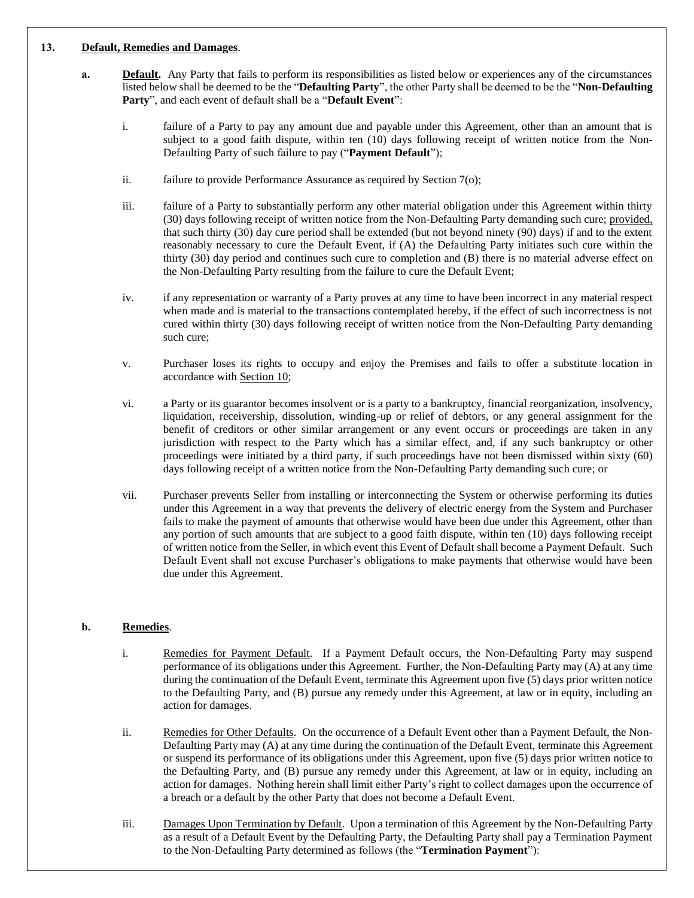## 13. **Default, Remedies and Damages**.

**a. Default.** Any Party that fails to perform its responsibilities as listed below or experiences any of the circumstances listed below shall be deemed to be the "**Defaulting Party**", the other Party shall be deemed to be the "**Non-Defaulting Party**", and each event of default shall be a "**Default Event**":

i. failure of a Party to pay any amount due and payable under this Agreement, other than an amount that is subject to a good faith dispute, within ten (10) days following receipt of written notice from the Non-Defaulting Party of such failure to pay ("**Payment Default**");

ii. failure to provide Performance Assurance as required by Section 7(o);

iii. failure of a Party to substantially perform any other material obligation under this Agreement within thirty (30) days following receipt of written notice from the Non-Defaulting Party demanding such cure; provided, that such thirty (30) day cure period shall be extended (but not beyond ninety (90) days) if and to the extent reasonably necessary to cure the Default Event, if (A) the Defaulting Party initiates such cure within the thirty (30) day period and continues such cure to completion and (B) there is no material adverse effect on the Non-Defaulting Party resulting from the failure to cure the Default Event;

iv. if any representation or warranty of a Party proves at any time to have been incorrect in any material respect when made and is material to the transactions contemplated hereby, if the effect of such incorrectness is not cured within thirty (30) days following receipt of written notice from the Non-Defaulting Party demanding such cure;

v. Purchaser loses its rights to occupy and enjoy the Premises and fails to offer a substitute location in accordance with Section 10;

vi. a Party or its guarantor becomes insolvent or is a party to a bankruptcy, financial reorganization, insolvency, liquidation, receivership, dissolution, winding-up or relief of debtors, or any general assignment for the benefit of creditors or other similar arrangement or any event occurs or proceedings are taken in any jurisdiction with respect to the Party which has a similar effect, and, if any such bankruptcy or other proceedings were initiated by a third party, if such proceedings have not been dismissed within sixty (60) days following receipt of a written notice from the Non-Defaulting Party demanding such cure; or

vii. Purchaser prevents Seller from installing or interconnecting the System or otherwise performing its duties under this Agreement in a way that prevents the delivery of electric energy from the System and Purchaser fails to make the payment of amounts that otherwise would have been due under this Agreement, other than any portion of such amounts that are subject to a good faith dispute, within ten (10) days following receipt of written notice from the Seller, in which event this Event of Default shall become a Payment Default. Such Default Event shall not excuse Purchaser's obligations to make payments that otherwise would have been due under this Agreement.

**b. Remedies**.

i. Remedies for Payment Default. If a Payment Default occurs, the Non-Defaulting Party may suspend performance of its obligations under this Agreement. Further, the Non-Defaulting Party may (A) at any time during the continuation of the Default Event, terminate this Agreement upon five (5) days prior written notice to the Defaulting Party, and (B) pursue any remedy under this Agreement, at law or in equity, including an action for damages.

ii. Remedies for Other Defaults. On the occurrence of a Default Event other than a Payment Default, the Non-Defaulting Party may (A) at any time during the continuation of the Default Event, terminate this Agreement or suspend its performance of its obligations under this Agreement, upon five (5) days prior written notice to the Defaulting Party, and (B) pursue any remedy under this Agreement, at law or in equity, including an action for damages. Nothing herein shall limit either Party's right to collect damages upon the occurrence of a breach or a default by the other Party that does not become a Default Event.

iii. Damages Upon Termination by Default. Upon a termination of this Agreement by the Non-Defaulting Party as a result of a Default Event by the Defaulting Party, the Defaulting Party shall pay a Termination Payment to the Non-Defaulting Party determined as follows (the "**Termination Payment**"):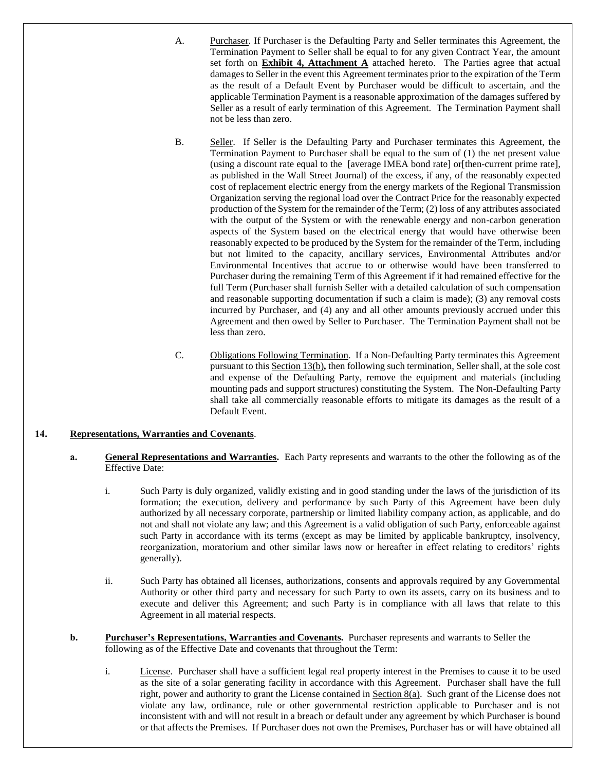A. Purchaser. If Purchaser is the Defaulting Party and Seller terminates this Agreement, the Termination Payment to Seller shall be equal to for any given Contract Year, the amount set forth on **Exhibit 4, Attachment A** attached hereto. The Parties agree that actual damages to Seller in the event this Agreement terminates prior to the expiration of the Term as the result of a Default Event by Purchaser would be difficult to ascertain, and the applicable Termination Payment is a reasonable approximation of the damages suffered by Seller as a result of early termination of this Agreement. The Termination Payment shall not be less than zero.

B. Seller. If Seller is the Defaulting Party and Purchaser terminates this Agreement, the Termination Payment to Purchaser shall be equal to the sum of (1) the net present value (using a discount rate equal to the [average IMEA bond rate] or[then-current prime rate], as published in the Wall Street Journal) of the excess, if any, of the reasonably expected cost of replacement electric energy from the energy markets of the Regional Transmission Organization serving the regional load over the Contract Price for the reasonably expected production of the System for the remainder of the Term; (2) loss of any attributes associated with the output of the System or with the renewable energy and non-carbon generation aspects of the System based on the electrical energy that would have otherwise been reasonably expected to be produced by the System for the remainder of the Term, including but not limited to the capacity, ancillary services, Environmental Attributes and/or Environmental Incentives that accrue to or otherwise would have been transferred to Purchaser during the remaining Term of this Agreement if it had remained effective for the full Term (Purchaser shall furnish Seller with a detailed calculation of such compensation and reasonable supporting documentation if such a claim is made); (3) any removal costs incurred by Purchaser, and (4) any and all other amounts previously accrued under this Agreement and then owed by Seller to Purchaser. The Termination Payment shall not be less than zero.

C. Obligations Following Termination. If a Non-Defaulting Party terminates this Agreement pursuant to this Section 13(b), then following such termination, Seller shall, at the sole cost and expense of the Defaulting Party, remove the equipment and materials (including mounting pads and support structures) constituting the System. The Non-Defaulting Party shall take all commercially reasonable efforts to mitigate its damages as the result of a Default Event.

**14. Representations, Warranties and Covenants**.

**a. General Representations and Warranties.** Each Party represents and warrants to the other the following as of the Effective Date:

i. Such Party is duly organized, validly existing and in good standing under the laws of the jurisdiction of its formation; the execution, delivery and performance by such Party of this Agreement have been duly authorized by all necessary corporate, partnership or limited liability company action, as applicable, and do not and shall not violate any law; and this Agreement is a valid obligation of such Party, enforceable against such Party in accordance with its terms (except as may be limited by applicable bankruptcy, insolvency, reorganization, moratorium and other similar laws now or hereafter in effect relating to creditors' rights generally).

ii. Such Party has obtained all licenses, authorizations, consents and approvals required by any Governmental Authority or other third party and necessary for such Party to own its assets, carry on its business and to execute and deliver this Agreement; and such Party is in compliance with all laws that relate to this Agreement in all material respects.

**b. Purchaser's Representations, Warranties and Covenants.** Purchaser represents and warrants to Seller the following as of the Effective Date and covenants that throughout the Term:

i. License. Purchaser shall have a sufficient legal real property interest in the Premises to cause it to be used as the site of a solar generating facility in accordance with this Agreement. Purchaser shall have the full right, power and authority to grant the License contained in Section 8(a). Such grant of the License does not violate any law, ordinance, rule or other governmental restriction applicable to Purchaser and is not inconsistent with and will not result in a breach or default under any agreement by which Purchaser is bound or that affects the Premises. If Purchaser does not own the Premises, Purchaser has or will have obtained all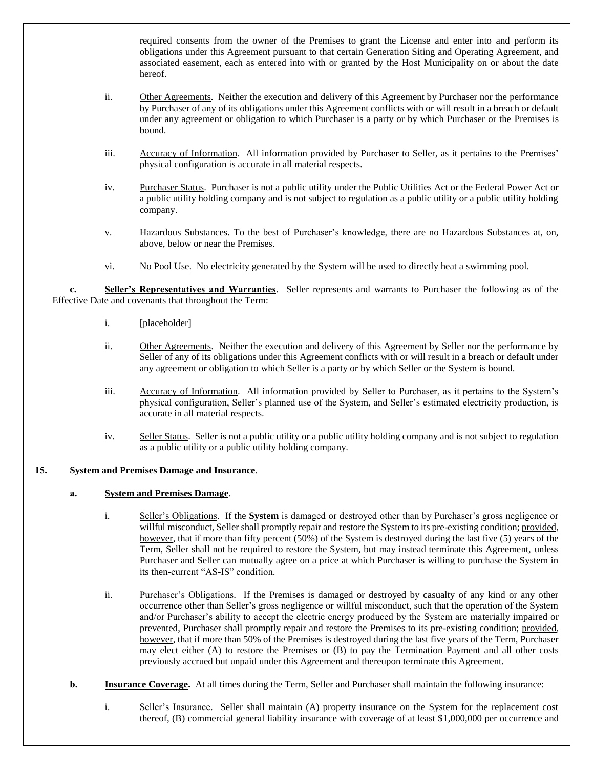required consents from the owner of the Premises to grant the License and enter into and perform its obligations under this Agreement pursuant to that certain Generation Siting and Operating Agreement, and associated easement, each as entered into with or granted by the Host Municipality on or about the date hereof.

ii. Other Agreements. Neither the execution and delivery of this Agreement by Purchaser nor the performance by Purchaser of any of its obligations under this Agreement conflicts with or will result in a breach or default under any agreement or obligation to which Purchaser is a party or by which Purchaser or the Premises is bound.

iii. Accuracy of Information. All information provided by Purchaser to Seller, as it pertains to the Premises' physical configuration is accurate in all material respects.

iv. Purchaser Status. Purchaser is not a public utility under the Public Utilities Act or the Federal Power Act or a public utility holding company and is not subject to regulation as a public utility or a public utility holding company.

v. Hazardous Substances. To the best of Purchaser's knowledge, there are no Hazardous Substances at, on, above, below or near the Premises.

vi. No Pool Use. No electricity generated by the System will be used to directly heat a swimming pool.

**c. Seller's Representatives and Warranties**. Seller represents and warrants to Purchaser the following as of the Effective Date and covenants that throughout the Term:

i. [placeholder]

ii. Other Agreements. Neither the execution and delivery of this Agreement by Seller nor the performance by Seller of any of its obligations under this Agreement conflicts with or will result in a breach or default under any agreement or obligation to which Seller is a party or by which Seller or the System is bound.

iii. Accuracy of Information. All information provided by Seller to Purchaser, as it pertains to the System's physical configuration, Seller's planned use of the System, and Seller's estimated electricity production, is accurate in all material respects.

iv. Seller Status. Seller is not a public utility or a public utility holding company and is not subject to regulation as a public utility or a public utility holding company.

**15. System and Premises Damage and Insurance**.

**a. System and Premises Damage**.

i. Seller's Obligations. If the **System** is damaged or destroyed other than by Purchaser's gross negligence or willful misconduct, Seller shall promptly repair and restore the System to its pre-existing condition; provided, however, that if more than fifty percent (50%) of the System is destroyed during the last five (5) years of the Term, Seller shall not be required to restore the System, but may instead terminate this Agreement, unless Purchaser and Seller can mutually agree on a price at which Purchaser is willing to purchase the System in its then-current "AS-IS" condition.

ii. Purchaser's Obligations. If the Premises is damaged or destroyed by casualty of any kind or any other occurrence other than Seller's gross negligence or willful misconduct, such that the operation of the System and/or Purchaser's ability to accept the electric energy produced by the System are materially impaired or prevented, Purchaser shall promptly repair and restore the Premises to its pre-existing condition; provided, however, that if more than 50% of the Premises is destroyed during the last five years of the Term, Purchaser may elect either (A) to restore the Premises or (B) to pay the Termination Payment and all other costs previously accrued but unpaid under this Agreement and thereupon terminate this Agreement.

**b. Insurance Coverage.** At all times during the Term, Seller and Purchaser shall maintain the following insurance:

i. Seller's Insurance. Seller shall maintain (A) property insurance on the System for the replacement cost thereof, (B) commercial general liability insurance with coverage of at least $1,000,000 per occurrence and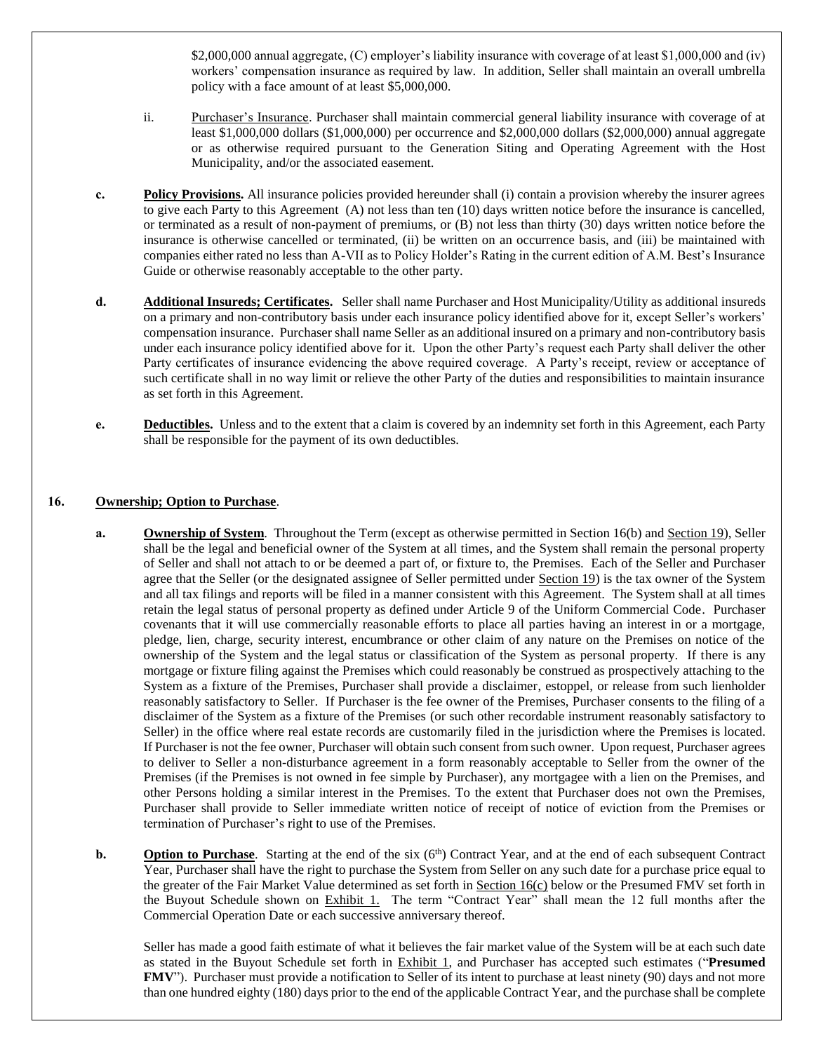$2,000,000 annual aggregate, (C) employer's liability insurance with coverage of at least $1,000,000 and (iv) workers' compensation insurance as required by law. In addition, Seller shall maintain an overall umbrella policy with a face amount of at least $5,000,000.

ii. Purchaser's Insurance. Purchaser shall maintain commercial general liability insurance with coverage of at least $1,000,000 dollars ($1,000,000) per occurrence and $2,000,000 dollars ($2,000,000) annual aggregate or as otherwise required pursuant to the Generation Siting and Operating Agreement with the Host Municipality, and/or the associated easement.

**c. Policy Provisions.** All insurance policies provided hereunder shall (i) contain a provision whereby the insurer agrees to give each Party to this Agreement (A) not less than ten (10) days written notice before the insurance is cancelled, or terminated as a result of non-payment of premiums, or (B) not less than thirty (30) days written notice before the insurance is otherwise cancelled or terminated, (ii) be written on an occurrence basis, and (iii) be maintained with companies either rated no less than A-VII as to Policy Holder's Rating in the current edition of A.M. Best's Insurance Guide or otherwise reasonably acceptable to the other party.

**d. Additional Insureds; Certificates.** Seller shall name Purchaser and Host Municipality/Utility as additional insureds on a primary and non-contributory basis under each insurance policy identified above for it, except Seller's workers' compensation insurance. Purchaser shall name Seller as an additional insured on a primary and non-contributory basis under each insurance policy identified above for it. Upon the other Party's request each Party shall deliver the other Party certificates of insurance evidencing the above required coverage. A Party's receipt, review or acceptance of such certificate shall in no way limit or relieve the other Party of the duties and responsibilities to maintain insurance as set forth in this Agreement.

**e. Deductibles.** Unless and to the extent that a claim is covered by an indemnity set forth in this Agreement, each Party shall be responsible for the payment of its own deductibles.

## 16. Ownership; Option to Purchase.

**a. Ownership of System.** Throughout the Term (except as otherwise permitted in Section 16(b) and Section 19), Seller shall be the legal and beneficial owner of the System at all times, and the System shall remain the personal property of Seller and shall not attach to or be deemed a part of, or fixture to, the Premises. Each of the Seller and Purchaser agree that the Seller (or the designated assignee of Seller permitted under Section 19) is the tax owner of the System and all tax filings and reports will be filed in a manner consistent with this Agreement. The System shall at all times retain the legal status of personal property as defined under Article 9 of the Uniform Commercial Code. Purchaser covenants that it will use commercially reasonable efforts to place all parties having an interest in or a mortgage, pledge, lien, charge, security interest, encumbrance or other claim of any nature on the Premises on notice of the ownership of the System and the legal status or classification of the System as personal property. If there is any mortgage or fixture filing against the Premises which could reasonably be construed as prospectively attaching to the System as a fixture of the Premises, Purchaser shall provide a disclaimer, estoppel, or release from such lienholder reasonably satisfactory to Seller. If Purchaser is the fee owner of the Premises, Purchaser consents to the filing of a disclaimer of the System as a fixture of the Premises (or such other recordable instrument reasonably satisfactory to Seller) in the office where real estate records are customarily filed in the jurisdiction where the Premises is located. If Purchaser is not the fee owner, Purchaser will obtain such consent from such owner. Upon request, Purchaser agrees to deliver to Seller a non-disturbance agreement in a form reasonably acceptable to Seller from the owner of the Premises (if the Premises is not owned in fee simple by Purchaser), any mortgagee with a lien on the Premises, and other Persons holding a similar interest in the Premises. To the extent that Purchaser does not own the Premises, Purchaser shall provide to Seller immediate written notice of receipt of notice of eviction from the Premises or termination of Purchaser's right to use of the Premises.

**b. Option to Purchase.** Starting at the end of the six (6th) Contract Year, and at the end of each subsequent Contract Year, Purchaser shall have the right to purchase the System from Seller on any such date for a purchase price equal to the greater of the Fair Market Value determined as set forth in Section 16(c) below or the Presumed FMV set forth in the Buyout Schedule shown on Exhibit 1. The term "Contract Year" shall mean the 12 full months after the Commercial Operation Date or each successive anniversary thereof.

Seller has made a good faith estimate of what it believes the fair market value of the System will be at each such date as stated in the Buyout Schedule set forth in Exhibit 1, and Purchaser has accepted such estimates ("**Presumed FMV**"). Purchaser must provide a notification to Seller of its intent to purchase at least ninety (90) days and not more than one hundred eighty (180) days prior to the end of the applicable Contract Year, and the purchase shall be complete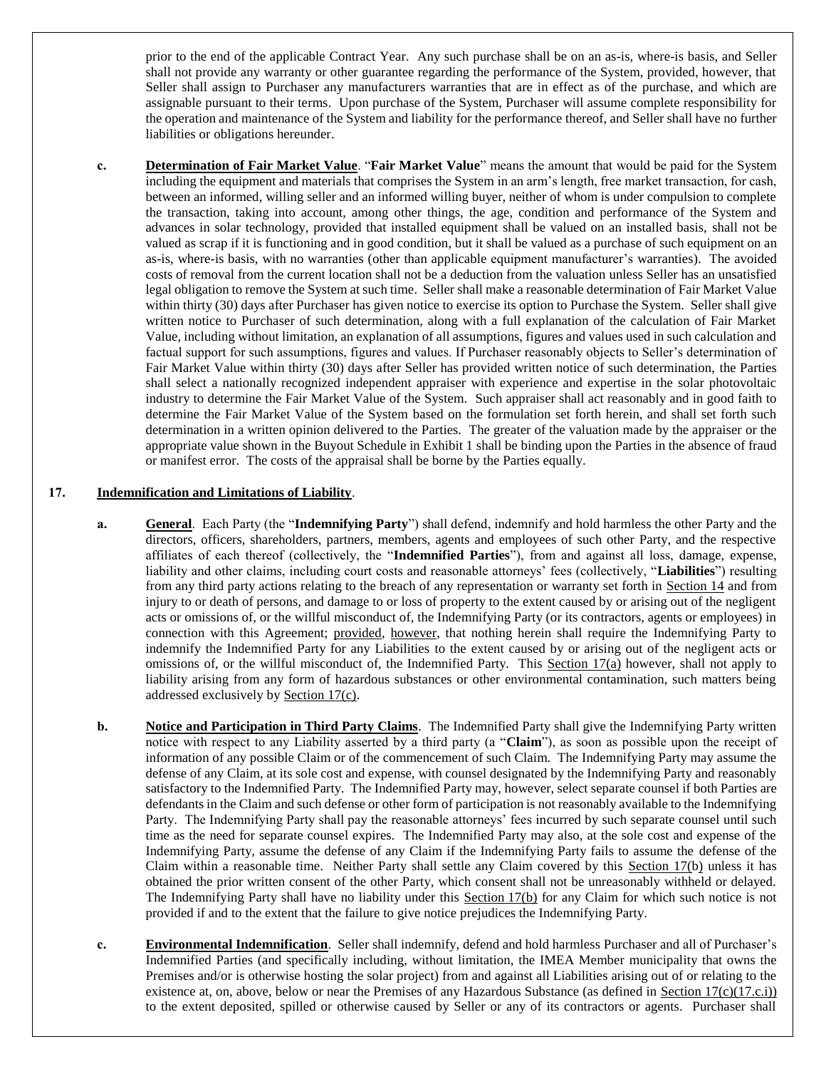prior to the end of the applicable Contract Year. Any such purchase shall be on an as-is, where-is basis, and Seller shall not provide any warranty or other guarantee regarding the performance of the System, provided, however, that Seller shall assign to Purchaser any manufacturers warranties that are in effect as of the purchase, and which are assignable pursuant to their terms. Upon purchase of the System, Purchaser will assume complete responsibility for the operation and maintenance of the System and liability for the performance thereof, and Seller shall have no further liabilities or obligations hereunder.

**c. Determination of Fair Market Value**. "**Fair Market Value**" means the amount that would be paid for the System including the equipment and materials that comprises the System in an arm's length, free market transaction, for cash, between an informed, willing seller and an informed willing buyer, neither of whom is under compulsion to complete the transaction, taking into account, among other things, the age, condition and performance of the System and advances in solar technology, provided that installed equipment shall be valued on an installed basis, shall not be valued as scrap if it is functioning and in good condition, but it shall be valued as a purchase of such equipment on an as-is, where-is basis, with no warranties (other than applicable equipment manufacturer's warranties). The avoided costs of removal from the current location shall not be a deduction from the valuation unless Seller has an unsatisfied legal obligation to remove the System at such time. Seller shall make a reasonable determination of Fair Market Value within thirty (30) days after Purchaser has given notice to exercise its option to Purchase the System. Seller shall give written notice to Purchaser of such determination, along with a full explanation of the calculation of Fair Market Value, including without limitation, an explanation of all assumptions, figures and values used in such calculation and factual support for such assumptions, figures and values. If Purchaser reasonably objects to Seller's determination of Fair Market Value within thirty (30) days after Seller has provided written notice of such determination, the Parties shall select a nationally recognized independent appraiser with experience and expertise in the solar photovoltaic industry to determine the Fair Market Value of the System. Such appraiser shall act reasonably and in good faith to determine the Fair Market Value of the System based on the formulation set forth herein, and shall set forth such determination in a written opinion delivered to the Parties. The greater of the valuation made by the appraiser or the appropriate value shown in the Buyout Schedule in Exhibit 1 shall be binding upon the Parties in the absence of fraud or manifest error. The costs of the appraisal shall be borne by the Parties equally.

## 17. Indemnification and Limitations of Liability.

**a. General**. Each Party (the "**Indemnifying Party**") shall defend, indemnify and hold harmless the other Party and the directors, officers, shareholders, partners, members, agents and employees of such other Party, and the respective affiliates of each thereof (collectively, the "**Indemnified Parties**"), from and against all loss, damage, expense, liability and other claims, including court costs and reasonable attorneys' fees (collectively, "**Liabilities**") resulting from any third party actions relating to the breach of any representation or warranty set forth in Section 14 and from injury to or death of persons, and damage to or loss of property to the extent caused by or arising out of the negligent acts or omissions of, or the willful misconduct of, the Indemnifying Party (or its contractors, agents or employees) in connection with this Agreement; provided, however, that nothing herein shall require the Indemnifying Party to indemnify the Indemnified Party for any Liabilities to the extent caused by or arising out of the negligent acts or omissions of, or the willful misconduct of, the Indemnified Party. This Section 17(a) however, shall not apply to liability arising from any form of hazardous substances or other environmental contamination, such matters being addressed exclusively by Section 17(c).

**b. Notice and Participation in Third Party Claims**. The Indemnified Party shall give the Indemnifying Party written notice with respect to any Liability asserted by a third party (a "**Claim**"), as soon as possible upon the receipt of information of any possible Claim or of the commencement of such Claim. The Indemnifying Party may assume the defense of any Claim, at its sole cost and expense, with counsel designated by the Indemnifying Party and reasonably satisfactory to the Indemnified Party. The Indemnified Party may, however, select separate counsel if both Parties are defendants in the Claim and such defense or other form of participation is not reasonably available to the Indemnifying Party. The Indemnifying Party shall pay the reasonable attorneys' fees incurred by such separate counsel until such time as the need for separate counsel expires. The Indemnified Party may also, at the sole cost and expense of the Indemnifying Party, assume the defense of any Claim if the Indemnifying Party fails to assume the defense of the Claim within a reasonable time. Neither Party shall settle any Claim covered by this Section 17(b) unless it has obtained the prior written consent of the other Party, which consent shall not be unreasonably withheld or delayed. The Indemnifying Party shall have no liability under this Section 17(b) for any Claim for which such notice is not provided if and to the extent that the failure to give notice prejudices the Indemnifying Party.

**c. Environmental Indemnification**. Seller shall indemnify, defend and hold harmless Purchaser and all of Purchaser's Indemnified Parties (and specifically including, without limitation, the IMEA Member municipality that owns the Premises and/or is otherwise hosting the solar project) from and against all Liabilities arising out of or relating to the existence at, on, above, below or near the Premises of any Hazardous Substance (as defined in Section 17(c)(17.c.i)) to the extent deposited, spilled or otherwise caused by Seller or any of its contractors or agents. Purchaser shall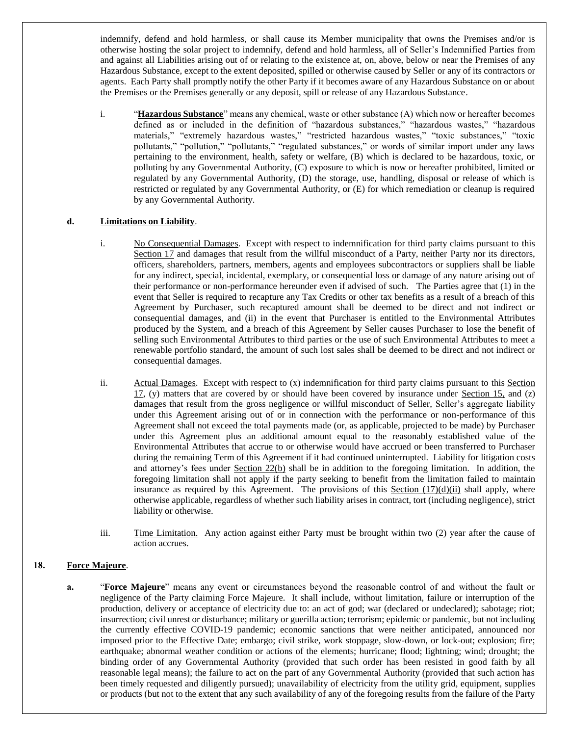indemnify, defend and hold harmless, or shall cause its Member municipality that owns the Premises and/or is otherwise hosting the solar project to indemnify, defend and hold harmless, all of Seller's Indemnified Parties from and against all Liabilities arising out of or relating to the existence at, on, above, below or near the Premises of any Hazardous Substance, except to the extent deposited, spilled or otherwise caused by Seller or any of its contractors or agents. Each Party shall promptly notify the other Party if it becomes aware of any Hazardous Substance on or about the Premises or the Premises generally or any deposit, spill or release of any Hazardous Substance.

i. "**Hazardous Substance**" means any chemical, waste or other substance (A) which now or hereafter becomes defined as or included in the definition of "hazardous substances," "hazardous wastes," "hazardous materials," "extremely hazardous wastes," "restricted hazardous wastes," "toxic substances," "toxic pollutants," "pollution," "pollutants," "regulated substances," or words of similar import under any laws pertaining to the environment, health, safety or welfare, (B) which is declared to be hazardous, toxic, or polluting by any Governmental Authority, (C) exposure to which is now or hereafter prohibited, limited or regulated by any Governmental Authority, (D) the storage, use, handling, disposal or release of which is restricted or regulated by any Governmental Authority, or (E) for which remediation or cleanup is required by any Governmental Authority.

**d. Limitations on Liability**.

i. No Consequential Damages. Except with respect to indemnification for third party claims pursuant to this Section 17 and damages that result from the willful misconduct of a Party, neither Party nor its directors, officers, shareholders, partners, members, agents and employees subcontractors or suppliers shall be liable for any indirect, special, incidental, exemplary, or consequential loss or damage of any nature arising out of their performance or non-performance hereunder even if advised of such. The Parties agree that (1) in the event that Seller is required to recapture any Tax Credits or other tax benefits as a result of a breach of this Agreement by Purchaser, such recaptured amount shall be deemed to be direct and not indirect or consequential damages, and (ii) in the event that Purchaser is entitled to the Environmental Attributes produced by the System, and a breach of this Agreement by Seller causes Purchaser to lose the benefit of selling such Environmental Attributes to third parties or the use of such Environmental Attributes to meet a renewable portfolio standard, the amount of such lost sales shall be deemed to be direct and not indirect or consequential damages.

ii. Actual Damages. Except with respect to (x) indemnification for third party claims pursuant to this Section 17, (y) matters that are covered by or should have been covered by insurance under Section 15, and (z) damages that result from the gross negligence or willful misconduct of Seller, Seller's aggregate liability under this Agreement arising out of or in connection with the performance or non-performance of this Agreement shall not exceed the total payments made (or, as applicable, projected to be made) by Purchaser under this Agreement plus an additional amount equal to the reasonably established value of the Environmental Attributes that accrue to or otherwise would have accrued or been transferred to Purchaser during the remaining Term of this Agreement if it had continued uninterrupted. Liability for litigation costs and attorney's fees under Section 22(b) shall be in addition to the foregoing limitation. In addition, the foregoing limitation shall not apply if the party seeking to benefit from the limitation failed to maintain insurance as required by this Agreement. The provisions of this Section (17)(d)(ii) shall apply, where otherwise applicable, regardless of whether such liability arises in contract, tort (including negligence), strict liability or otherwise.

iii. Time Limitation. Any action against either Party must be brought within two (2) year after the cause of action accrues.

**18. Force Majeure**.

**a.** "**Force Majeure**" means any event or circumstances beyond the reasonable control of and without the fault or negligence of the Party claiming Force Majeure. It shall include, without limitation, failure or interruption of the production, delivery or acceptance of electricity due to: an act of god; war (declared or undeclared); sabotage; riot; insurrection; civil unrest or disturbance; military or guerilla action; terrorism; epidemic or pandemic, but not including the currently effective COVID-19 pandemic; economic sanctions that were neither anticipated, announced nor imposed prior to the Effective Date; embargo; civil strike, work stoppage, slow-down, or lock-out; explosion; fire; earthquake; abnormal weather condition or actions of the elements; hurricane; flood; lightning; wind; drought; the binding order of any Governmental Authority (provided that such order has been resisted in good faith by all reasonable legal means); the failure to act on the part of any Governmental Authority (provided that such action has been timely requested and diligently pursued); unavailability of electricity from the utility grid, equipment, supplies or products (but not to the extent that any such availability of any of the foregoing results from the failure of the Party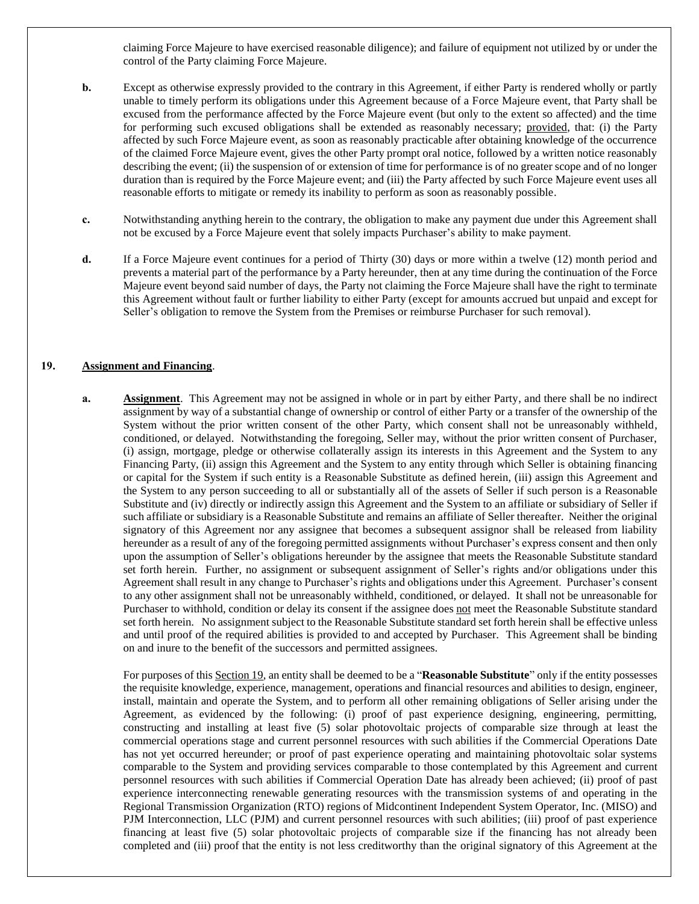claiming Force Majeure to have exercised reasonable diligence); and failure of equipment not utilized by or under the control of the Party claiming Force Majeure.

**b.** Except as otherwise expressly provided to the contrary in this Agreement, if either Party is rendered wholly or partly unable to timely perform its obligations under this Agreement because of a Force Majeure event, that Party shall be excused from the performance affected by the Force Majeure event (but only to the extent so affected) and the time for performing such excused obligations shall be extended as reasonably necessary; provided, that: (i) the Party affected by such Force Majeure event, as soon as reasonably practicable after obtaining knowledge of the occurrence of the claimed Force Majeure event, gives the other Party prompt oral notice, followed by a written notice reasonably describing the event; (ii) the suspension of or extension of time for performance is of no greater scope and of no longer duration than is required by the Force Majeure event; and (iii) the Party affected by such Force Majeure event uses all reasonable efforts to mitigate or remedy its inability to perform as soon as reasonably possible.

**c.** Notwithstanding anything herein to the contrary, the obligation to make any payment due under this Agreement shall not be excused by a Force Majeure event that solely impacts Purchaser's ability to make payment.

**d.** If a Force Majeure event continues for a period of Thirty (30) days or more within a twelve (12) month period and prevents a material part of the performance by a Party hereunder, then at any time during the continuation of the Force Majeure event beyond said number of days, the Party not claiming the Force Majeure shall have the right to terminate this Agreement without fault or further liability to either Party (except for amounts accrued but unpaid and except for Seller's obligation to remove the System from the Premises or reimburse Purchaser for such removal).

**19. Assignment and Financing.**

**a. Assignment**. This Agreement may not be assigned in whole or in part by either Party, and there shall be no indirect assignment by way of a substantial change of ownership or control of either Party or a transfer of the ownership of the System without the prior written consent of the other Party, which consent shall not be unreasonably withheld, conditioned, or delayed. Notwithstanding the foregoing, Seller may, without the prior written consent of Purchaser, (i) assign, mortgage, pledge or otherwise collaterally assign its interests in this Agreement and the System to any Financing Party, (ii) assign this Agreement and the System to any entity through which Seller is obtaining financing or capital for the System if such entity is a Reasonable Substitute as defined herein, (iii) assign this Agreement and the System to any person succeeding to all or substantially all of the assets of Seller if such person is a Reasonable Substitute and (iv) directly or indirectly assign this Agreement and the System to an affiliate or subsidiary of Seller if such affiliate or subsidiary is a Reasonable Substitute and remains an affiliate of Seller thereafter. Neither the original signatory of this Agreement nor any assignee that becomes a subsequent assignor shall be released from liability hereunder as a result of any of the foregoing permitted assignments without Purchaser's express consent and then only upon the assumption of Seller's obligations hereunder by the assignee that meets the Reasonable Substitute standard set forth herein. Further, no assignment or subsequent assignment of Seller's rights and/or obligations under this Agreement shall result in any change to Purchaser's rights and obligations under this Agreement. Purchaser's consent to any other assignment shall not be unreasonably withheld, conditioned, or delayed. It shall not be unreasonable for Purchaser to withhold, condition or delay its consent if the assignee does not meet the Reasonable Substitute standard set forth herein. No assignment subject to the Reasonable Substitute standard set forth herein shall be effective unless and until proof of the required abilities is provided to and accepted by Purchaser. This Agreement shall be binding on and inure to the benefit of the successors and permitted assignees.

For purposes of this Section 19, an entity shall be deemed to be a "**Reasonable Substitute**" only if the entity possesses the requisite knowledge, experience, management, operations and financial resources and abilities to design, engineer, install, maintain and operate the System, and to perform all other remaining obligations of Seller arising under the Agreement, as evidenced by the following: (i) proof of past experience designing, engineering, permitting, constructing and installing at least five (5) solar photovoltaic projects of comparable size through at least the commercial operations stage and current personnel resources with such abilities if the Commercial Operations Date has not yet occurred hereunder; or proof of past experience operating and maintaining photovoltaic solar systems comparable to the System and providing services comparable to those contemplated by this Agreement and current personnel resources with such abilities if Commercial Operation Date has already been achieved; (ii) proof of past experience interconnecting renewable generating resources with the transmission systems of and operating in the Regional Transmission Organization (RTO) regions of Midcontinent Independent System Operator, Inc. (MISO) and PJM Interconnection, LLC (PJM) and current personnel resources with such abilities; (iii) proof of past experience financing at least five (5) solar photovoltaic projects of comparable size if the financing has not already been completed and (iii) proof that the entity is not less creditworthy than the original signatory of this Agreement at the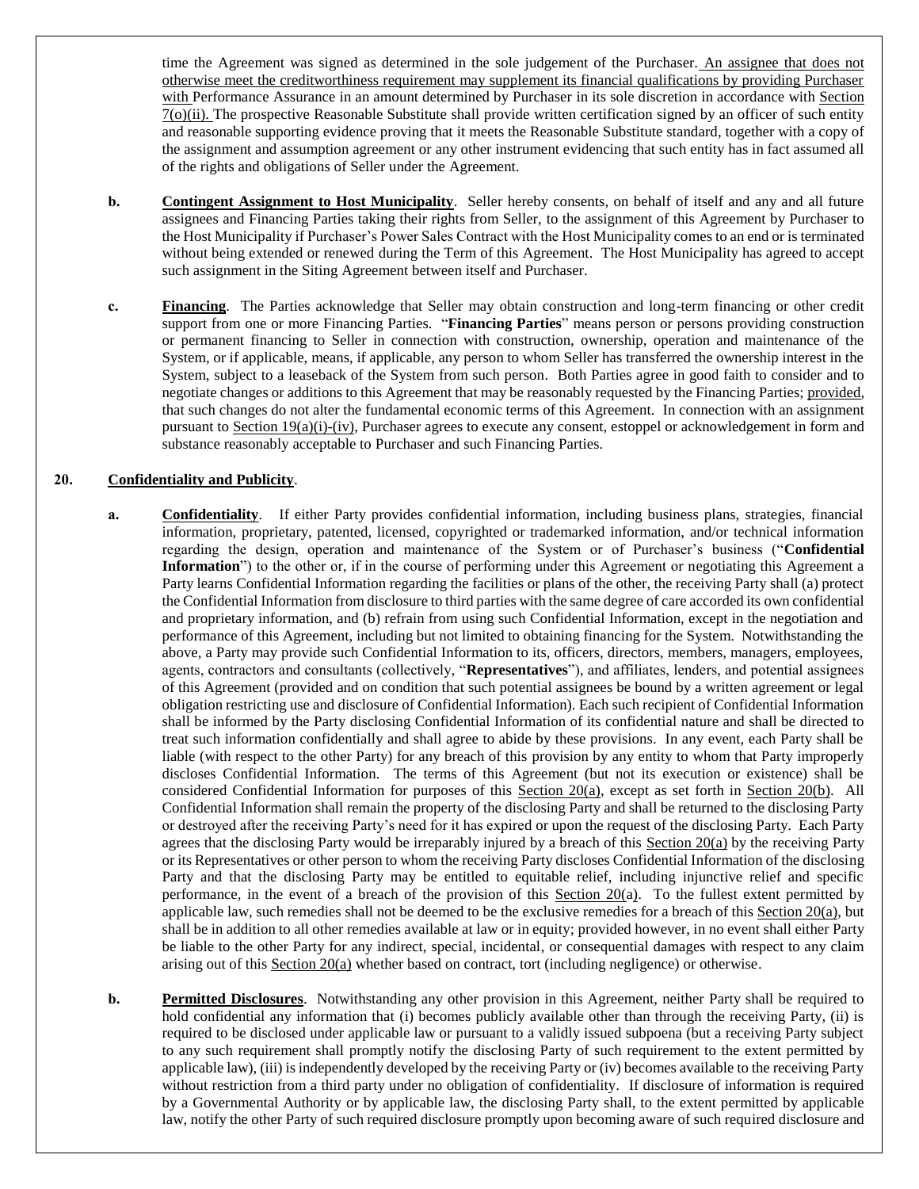time the Agreement was signed as determined in the sole judgement of the Purchaser. An assignee that does not otherwise meet the creditworthiness requirement may supplement its financial qualifications by providing Purchaser with Performance Assurance in an amount determined by Purchaser in its sole discretion in accordance with Section 7(o)(ii). The prospective Reasonable Substitute shall provide written certification signed by an officer of such entity and reasonable supporting evidence proving that it meets the Reasonable Substitute standard, together with a copy of the assignment and assumption agreement or any other instrument evidencing that such entity has in fact assumed all of the rights and obligations of Seller under the Agreement.

**b. Contingent Assignment to Host Municipality**. Seller hereby consents, on behalf of itself and any and all future assignees and Financing Parties taking their rights from Seller, to the assignment of this Agreement by Purchaser to the Host Municipality if Purchaser's Power Sales Contract with the Host Municipality comes to an end or is terminated without being extended or renewed during the Term of this Agreement. The Host Municipality has agreed to accept such assignment in the Siting Agreement between itself and Purchaser.

**c. Financing**. The Parties acknowledge that Seller may obtain construction and long-term financing or other credit support from one or more Financing Parties. "**Financing Parties**" means person or persons providing construction or permanent financing to Seller in connection with construction, ownership, operation and maintenance of the System, or if applicable, means, if applicable, any person to whom Seller has transferred the ownership interest in the System, subject to a leaseback of the System from such person. Both Parties agree in good faith to consider and to negotiate changes or additions to this Agreement that may be reasonably requested by the Financing Parties; provided, that such changes do not alter the fundamental economic terms of this Agreement. In connection with an assignment pursuant to Section 19(a)(i)-(iv), Purchaser agrees to execute any consent, estoppel or acknowledgement in form and substance reasonably acceptable to Purchaser and such Financing Parties.

## 20. Confidentiality and Publicity.

**a. Confidentiality**. If either Party provides confidential information, including business plans, strategies, financial information, proprietary, patented, licensed, copyrighted or trademarked information, and/or technical information regarding the design, operation and maintenance of the System or of Purchaser's business ("**Confidential Information**") to the other or, if in the course of performing under this Agreement or negotiating this Agreement a Party learns Confidential Information regarding the facilities or plans of the other, the receiving Party shall (a) protect the Confidential Information from disclosure to third parties with the same degree of care accorded its own confidential and proprietary information, and (b) refrain from using such Confidential Information, except in the negotiation and performance of this Agreement, including but not limited to obtaining financing for the System. Notwithstanding the above, a Party may provide such Confidential Information to its, officers, directors, members, managers, employees, agents, contractors and consultants (collectively, "**Representatives**"), and affiliates, lenders, and potential assignees of this Agreement (provided and on condition that such potential assignees be bound by a written agreement or legal obligation restricting use and disclosure of Confidential Information). Each such recipient of Confidential Information shall be informed by the Party disclosing Confidential Information of its confidential nature and shall be directed to treat such information confidentially and shall agree to abide by these provisions. In any event, each Party shall be liable (with respect to the other Party) for any breach of this provision by any entity to whom that Party improperly discloses Confidential Information. The terms of this Agreement (but not its execution or existence) shall be considered Confidential Information for purposes of this Section 20(a), except as set forth in Section 20(b). All Confidential Information shall remain the property of the disclosing Party and shall be returned to the disclosing Party or destroyed after the receiving Party's need for it has expired or upon the request of the disclosing Party. Each Party agrees that the disclosing Party would be irreparably injured by a breach of this Section 20(a) by the receiving Party or its Representatives or other person to whom the receiving Party discloses Confidential Information of the disclosing Party and that the disclosing Party may be entitled to equitable relief, including injunctive relief and specific performance, in the event of a breach of the provision of this Section 20(a). To the fullest extent permitted by applicable law, such remedies shall not be deemed to be the exclusive remedies for a breach of this Section 20(a), but shall be in addition to all other remedies available at law or in equity; provided however, in no event shall either Party be liable to the other Party for any indirect, special, incidental, or consequential damages with respect to any claim arising out of this Section 20(a) whether based on contract, tort (including negligence) or otherwise.

**b. Permitted Disclosures**. Notwithstanding any other provision in this Agreement, neither Party shall be required to hold confidential any information that (i) becomes publicly available other than through the receiving Party, (ii) is required to be disclosed under applicable law or pursuant to a validly issued subpoena (but a receiving Party subject to any such requirement shall promptly notify the disclosing Party of such requirement to the extent permitted by applicable law), (iii) is independently developed by the receiving Party or (iv) becomes available to the receiving Party without restriction from a third party under no obligation of confidentiality. If disclosure of information is required by a Governmental Authority or by applicable law, the disclosing Party shall, to the extent permitted by applicable law, notify the other Party of such required disclosure promptly upon becoming aware of such required disclosure and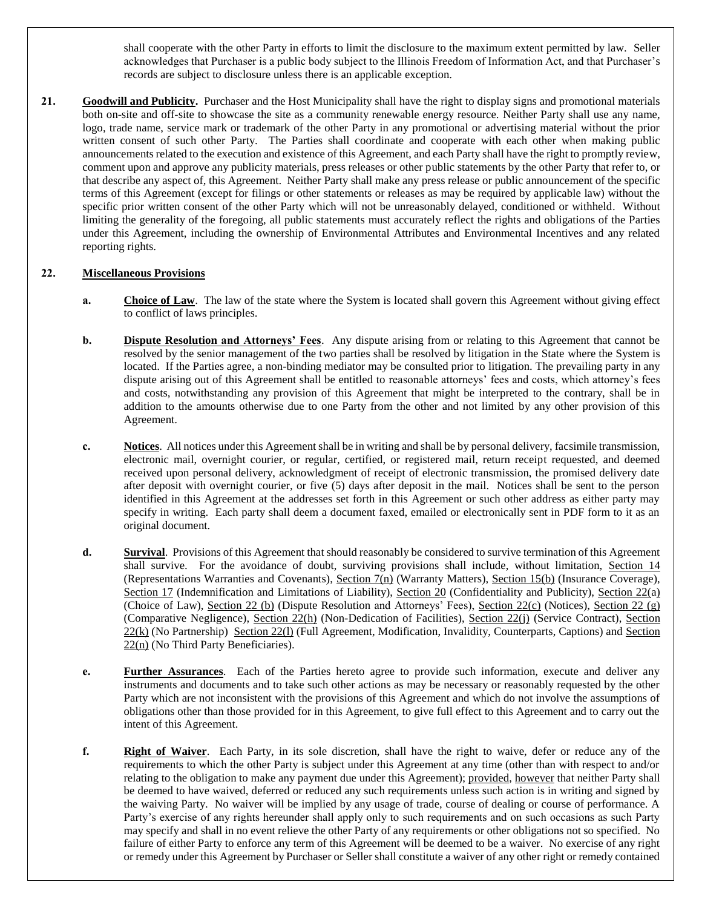shall cooperate with the other Party in efforts to limit the disclosure to the maximum extent permitted by law. Seller acknowledges that Purchaser is a public body subject to the Illinois Freedom of Information Act, and that Purchaser's records are subject to disclosure unless there is an applicable exception.

**21. Goodwill and Publicity.** Purchaser and the Host Municipality shall have the right to display signs and promotional materials both on-site and off-site to showcase the site as a community renewable energy resource. Neither Party shall use any name, logo, trade name, service mark or trademark of the other Party in any promotional or advertising material without the prior written consent of such other Party. The Parties shall coordinate and cooperate with each other when making public announcements related to the execution and existence of this Agreement, and each Party shall have the right to promptly review, comment upon and approve any publicity materials, press releases or other public statements by the other Party that refer to, or that describe any aspect of, this Agreement. Neither Party shall make any press release or public announcement of the specific terms of this Agreement (except for filings or other statements or releases as may be required by applicable law) without the specific prior written consent of the other Party which will not be unreasonably delayed, conditioned or withheld. Without limiting the generality of the foregoing, all public statements must accurately reflect the rights and obligations of the Parties under this Agreement, including the ownership of Environmental Attributes and Environmental Incentives and any related reporting rights.

**22. Miscellaneous Provisions**

**a. Choice of Law**. The law of the state where the System is located shall govern this Agreement without giving effect to conflict of laws principles.

**b. Dispute Resolution and Attorneys' Fees**. Any dispute arising from or relating to this Agreement that cannot be resolved by the senior management of the two parties shall be resolved by litigation in the State where the System is located. If the Parties agree, a non-binding mediator may be consulted prior to litigation. The prevailing party in any dispute arising out of this Agreement shall be entitled to reasonable attorneys' fees and costs, which attorney's fees and costs, notwithstanding any provision of this Agreement that might be interpreted to the contrary, shall be in addition to the amounts otherwise due to one Party from the other and not limited by any other provision of this Agreement.

**c. Notices**. All notices under this Agreement shall be in writing and shall be by personal delivery, facsimile transmission, electronic mail, overnight courier, or regular, certified, or registered mail, return receipt requested, and deemed received upon personal delivery, acknowledgment of receipt of electronic transmission, the promised delivery date after deposit with overnight courier, or five (5) days after deposit in the mail. Notices shall be sent to the person identified in this Agreement at the addresses set forth in this Agreement or such other address as either party may specify in writing. Each party shall deem a document faxed, emailed or electronically sent in PDF form to it as an original document.

**d. Survival**. Provisions of this Agreement that should reasonably be considered to survive termination of this Agreement shall survive. For the avoidance of doubt, surviving provisions shall include, without limitation, Section 14 (Representations Warranties and Covenants), Section 7(n) (Warranty Matters), Section 15(b) (Insurance Coverage), Section 17 (Indemnification and Limitations of Liability), Section 20 (Confidentiality and Publicity), Section 22(a) (Choice of Law), Section 22 (b) (Dispute Resolution and Attorneys' Fees), Section 22(c) (Notices), Section 22 (g) (Comparative Negligence), Section 22(h) (Non-Dedication of Facilities), Section 22(j) (Service Contract), Section 22(k) (No Partnership) Section 22(l) (Full Agreement, Modification, Invalidity, Counterparts, Captions) and Section 22(n) (No Third Party Beneficiaries).

**e. Further Assurances**. Each of the Parties hereto agree to provide such information, execute and deliver any instruments and documents and to take such other actions as may be necessary or reasonably requested by the other Party which are not inconsistent with the provisions of this Agreement and which do not involve the assumptions of obligations other than those provided for in this Agreement, to give full effect to this Agreement and to carry out the intent of this Agreement.

**f. Right of Waiver**. Each Party, in its sole discretion, shall have the right to waive, defer or reduce any of the requirements to which the other Party is subject under this Agreement at any time (other than with respect to and/or relating to the obligation to make any payment due under this Agreement); provided, however that neither Party shall be deemed to have waived, deferred or reduced any such requirements unless such action is in writing and signed by the waiving Party. No waiver will be implied by any usage of trade, course of dealing or course of performance. A Party's exercise of any rights hereunder shall apply only to such requirements and on such occasions as such Party may specify and shall in no event relieve the other Party of any requirements or other obligations not so specified. No failure of either Party to enforce any term of this Agreement will be deemed to be a waiver. No exercise of any right or remedy under this Agreement by Purchaser or Seller shall constitute a waiver of any other right or remedy contained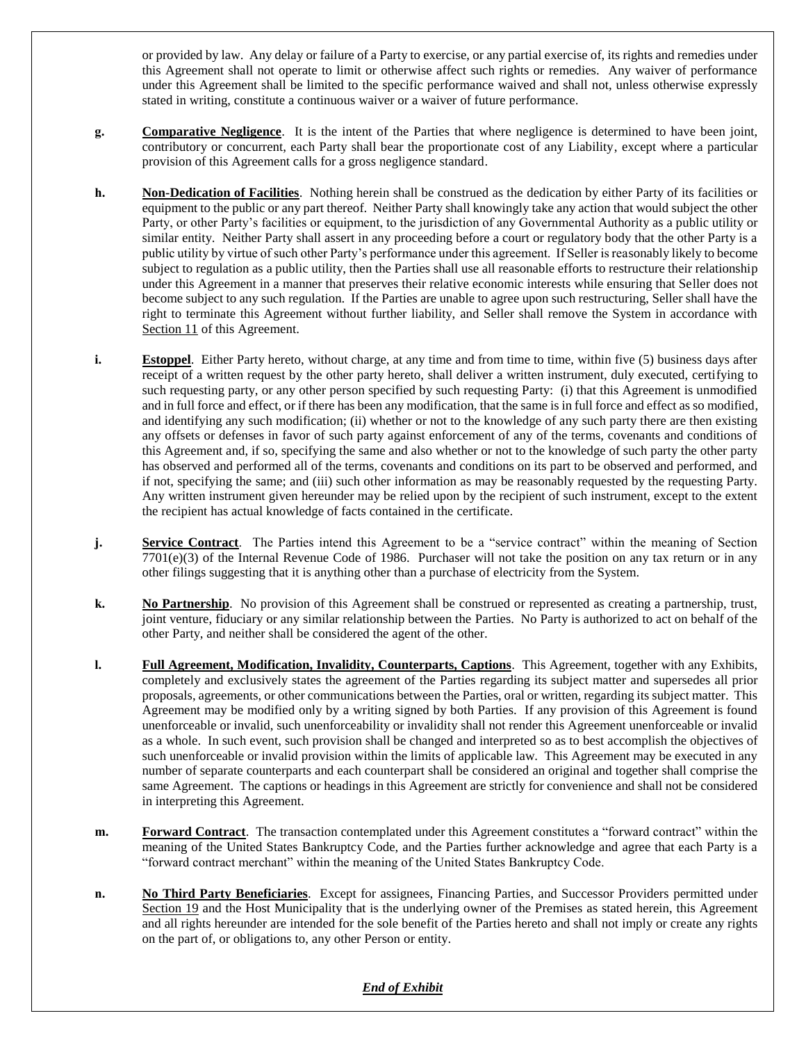or provided by law. Any delay or failure of a Party to exercise, or any partial exercise of, its rights and remedies under this Agreement shall not operate to limit or otherwise affect such rights or remedies. Any waiver of performance under this Agreement shall be limited to the specific performance waived and shall not, unless otherwise expressly stated in writing, constitute a continuous waiver or a waiver of future performance.

**g.** **Comparative Negligence**. It is the intent of the Parties that where negligence is determined to have been joint, contributory or concurrent, each Party shall bear the proportionate cost of any Liability, except where a particular provision of this Agreement calls for a gross negligence standard.

**h.** **Non-Dedication of Facilities**. Nothing herein shall be construed as the dedication by either Party of its facilities or equipment to the public or any part thereof. Neither Party shall knowingly take any action that would subject the other Party, or other Party's facilities or equipment, to the jurisdiction of any Governmental Authority as a public utility or similar entity. Neither Party shall assert in any proceeding before a court or regulatory body that the other Party is a public utility by virtue of such other Party's performance under this agreement. If Seller is reasonably likely to become subject to regulation as a public utility, then the Parties shall use all reasonable efforts to restructure their relationship under this Agreement in a manner that preserves their relative economic interests while ensuring that Seller does not become subject to any such regulation. If the Parties are unable to agree upon such restructuring, Seller shall have the right to terminate this Agreement without further liability, and Seller shall remove the System in accordance with Section 11 of this Agreement.

**i.** **Estoppel**. Either Party hereto, without charge, at any time and from time to time, within five (5) business days after receipt of a written request by the other party hereto, shall deliver a written instrument, duly executed, certifying to such requesting party, or any other person specified by such requesting Party: (i) that this Agreement is unmodified and in full force and effect, or if there has been any modification, that the same is in full force and effect as so modified, and identifying any such modification; (ii) whether or not to the knowledge of any such party there are then existing any offsets or defenses in favor of such party against enforcement of any of the terms, covenants and conditions of this Agreement and, if so, specifying the same and also whether or not to the knowledge of such party the other party has observed and performed all of the terms, covenants and conditions on its part to be observed and performed, and if not, specifying the same; and (iii) such other information as may be reasonably requested by the requesting Party. Any written instrument given hereunder may be relied upon by the recipient of such instrument, except to the extent the recipient has actual knowledge of facts contained in the certificate.

**j.** **Service Contract**. The Parties intend this Agreement to be a "service contract" within the meaning of Section 7701(e)(3) of the Internal Revenue Code of 1986. Purchaser will not take the position on any tax return or in any other filings suggesting that it is anything other than a purchase of electricity from the System.

**k.** **No Partnership**. No provision of this Agreement shall be construed or represented as creating a partnership, trust, joint venture, fiduciary or any similar relationship between the Parties. No Party is authorized to act on behalf of the other Party, and neither shall be considered the agent of the other.

**l.** **Full Agreement, Modification, Invalidity, Counterparts, Captions**. This Agreement, together with any Exhibits, completely and exclusively states the agreement of the Parties regarding its subject matter and supersedes all prior proposals, agreements, or other communications between the Parties, oral or written, regarding its subject matter. This Agreement may be modified only by a writing signed by both Parties. If any provision of this Agreement is found unenforceable or invalid, such unenforceability or invalidity shall not render this Agreement unenforceable or invalid as a whole. In such event, such provision shall be changed and interpreted so as to best accomplish the objectives of such unenforceable or invalid provision within the limits of applicable law. This Agreement may be executed in any number of separate counterparts and each counterpart shall be considered an original and together shall comprise the same Agreement. The captions or headings in this Agreement are strictly for convenience and shall not be considered in interpreting this Agreement.

**m.** **Forward Contract**. The transaction contemplated under this Agreement constitutes a "forward contract" within the meaning of the United States Bankruptcy Code, and the Parties further acknowledge and agree that each Party is a "forward contract merchant" within the meaning of the United States Bankruptcy Code.

**n.** **No Third Party Beneficiaries**. Except for assignees, Financing Parties, and Successor Providers permitted under Section 19 and the Host Municipality that is the underlying owner of the Premises as stated herein, this Agreement and all rights hereunder are intended for the sole benefit of the Parties hereto and shall not imply or create any rights on the part of, or obligations to, any other Person or entity.

***End of Exhibit***